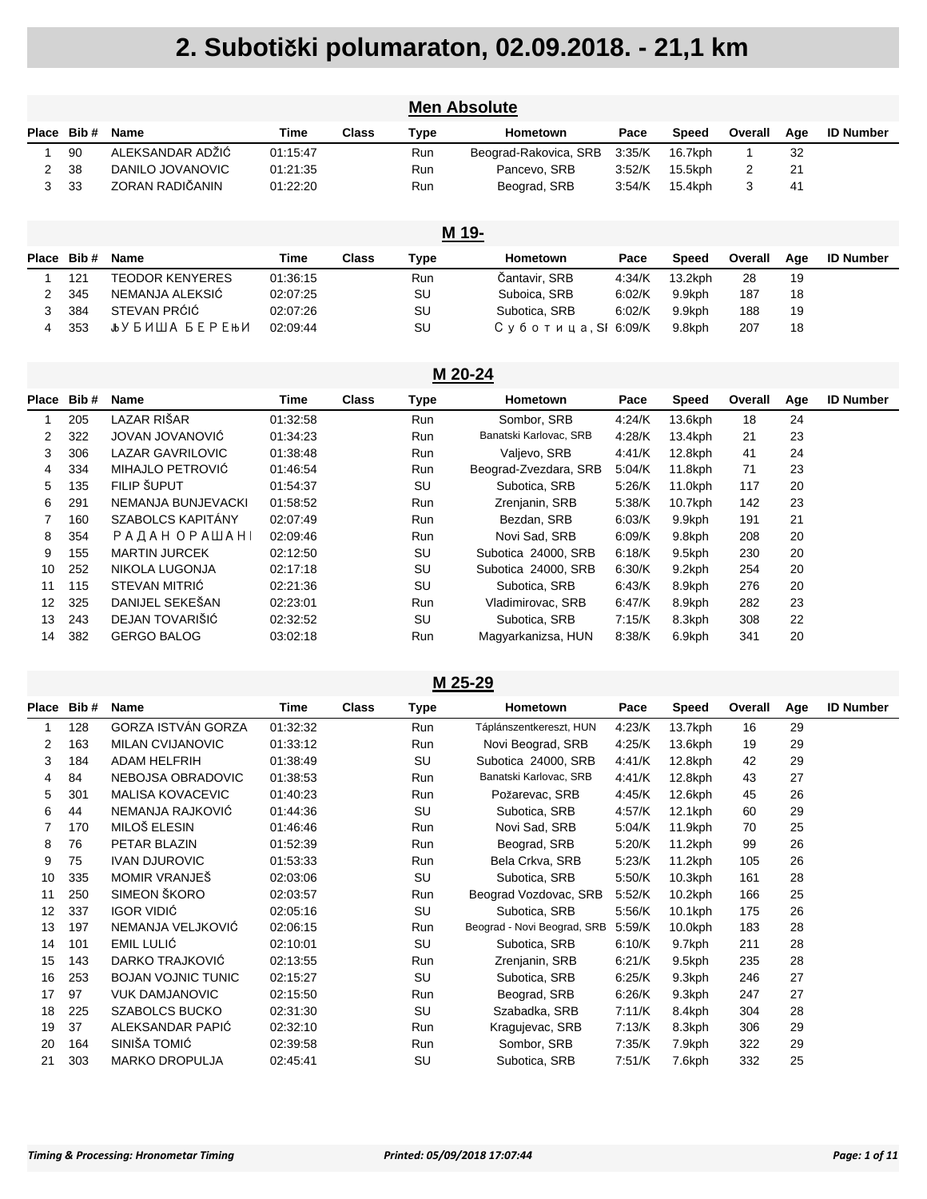# 2. Subotički polumaraton, 02.09.2018. - 21,1 km

## Men Absolute

| Place | Bib # | Name | Time | Class | Type | Hometown | Pace | Speed | Overall | Age | ID Number |
|---|---|---|---|---|---|---|---|---|---|---|---|
| 1 | 90 | ALEKSANDAR ADŽIĆ | 01:15:47 | | Run | Beograd-Rakovica, SRB | 3:35/K | 16.7kph | 1 | 32 | |
| 2 | 38 | DANILO JOVANOVIC | 01:21:35 | | Run | Pancevo, SRB | 3:52/K | 15.5kph | 2 | 21 | |
| 3 | 33 | ZORAN RADIČANIN | 01:22:20 | | Run | Beograd, SRB | 3:54/K | 15.4kph | 3 | 41 | |

## M 19-

| Place | Bib # | Name | Time | Class | Type | Hometown | Pace | Speed | Overall | Age | ID Number |
|---|---|---|---|---|---|---|---|---|---|---|---|
| 1 | 121 | TEODOR KENYERES | 01:36:15 | | Run | Čantavir, SRB | 4:34/K | 13.2kph | 28 | 19 | |
| 2 | 345 | NEMANJA ALEKSIĆ | 02:07:25 | | SU | Suboica, SRB | 6:02/K | 9.9kph | 187 | 18 | |
| 3 | 384 | STEVAN PRĆIĆ | 02:07:26 | | SU | Subotica, SRB | 6:02/K | 9.9kph | 188 | 19 | |
| 4 | 353 | ЉУБИША БЕРЕЊИ | 02:09:44 | | SU | Суботица, SI | 6:09/K | 9.8kph | 207 | 18 | |

## M 20-24

| Place | Bib # | Name | Time | Class | Type | Hometown | Pace | Speed | Overall | Age | ID Number |
|---|---|---|---|---|---|---|---|---|---|---|---|
| 1 | 205 | LAZAR RIŠAR | 01:32:58 | | Run | Sombor, SRB | 4:24/K | 13.6kph | 18 | 24 | |
| 2 | 322 | JOVAN JOVANOVIĆ | 01:34:23 | | Run | Banatski Karlovac, SRB | 4:28/K | 13.4kph | 21 | 23 | |
| 3 | 306 | LAZAR GAVRILOVIC | 01:38:48 | | Run | Valjevo, SRB | 4:41/K | 12.8kph | 41 | 24 | |
| 4 | 334 | MIHAJLO PETROVIĆ | 01:46:54 | | Run | Beograd-Zvezdara, SRB | 5:04/K | 11.8kph | 71 | 23 | |
| 5 | 135 | FILIP ŠUPUT | 01:54:37 | | SU | Subotica, SRB | 5:26/K | 11.0kph | 117 | 20 | |
| 6 | 291 | NEMANJA BUNJEVACKI | 01:58:52 | | Run | Zrenjanin, SRB | 5:38/K | 10.7kph | 142 | 23 | |
| 7 | 160 | SZABOLCS KAPITÁNY | 02:07:49 | | Run | Bezdan, SRB | 6:03/K | 9.9kph | 191 | 21 | |
| 8 | 354 | РАДАН ОРАШАНІ | 02:09:46 | | Run | Novi Sad, SRB | 6:09/K | 9.8kph | 208 | 20 | |
| 9 | 155 | MARTIN JURCEK | 02:12:50 | | SU | Subotica 24000, SRB | 6:18/K | 9.5kph | 230 | 20 | |
| 10 | 252 | NIKOLA LUGONJA | 02:17:18 | | SU | Subotica 24000, SRB | 6:30/K | 9.2kph | 254 | 20 | |
| 11 | 115 | STEVAN MITRIĆ | 02:21:36 | | SU | Subotica, SRB | 6:43/K | 8.9kph | 276 | 20 | |
| 12 | 325 | DANIJEL SEKEŠAN | 02:23:01 | | Run | Vladimirovac, SRB | 6:47/K | 8.9kph | 282 | 23 | |
| 13 | 243 | DEJAN TOVARIŠIĆ | 02:32:52 | | SU | Subotica, SRB | 7:15/K | 8.3kph | 308 | 22 | |
| 14 | 382 | GERGO BALOG | 03:02:18 | | Run | Magyarkanizsa, HUN | 8:38/K | 6.9kph | 341 | 20 | |

## M 25-29

| Place | Bib # | Name | Time | Class | Type | Hometown | Pace | Speed | Overall | Age | ID Number |
|---|---|---|---|---|---|---|---|---|---|---|---|
| 1 | 128 | GORZA ISTVÁN GORZA | 01:32:32 | | Run | Táplánszentkereszt, HUN | 4:23/K | 13.7kph | 16 | 29 | |
| 2 | 163 | MILAN CVIJANOVIC | 01:33:12 | | Run | Novi Beograd, SRB | 4:25/K | 13.6kph | 19 | 29 | |
| 3 | 184 | ADAM HELFRIH | 01:38:49 | | SU | Subotica 24000, SRB | 4:41/K | 12.8kph | 42 | 29 | |
| 4 | 84 | NEBOJSA OBRADOVIC | 01:38:53 | | Run | Banatski Karlovac, SRB | 4:41/K | 12.8kph | 43 | 27 | |
| 5 | 301 | MALISA KOVACEVIC | 01:40:23 | | Run | Požarevac, SRB | 4:45/K | 12.6kph | 45 | 26 | |
| 6 | 44 | NEMANJA RAJKOVIĆ | 01:44:36 | | SU | Subotica, SRB | 4:57/K | 12.1kph | 60 | 29 | |
| 7 | 170 | MILOŠ ELESIN | 01:46:46 | | Run | Novi Sad, SRB | 5:04/K | 11.9kph | 70 | 25 | |
| 8 | 76 | PETAR BLAZIN | 01:52:39 | | Run | Beograd, SRB | 5:20/K | 11.2kph | 99 | 26 | |
| 9 | 75 | IVAN DJUROVIC | 01:53:33 | | Run | Bela Crkva, SRB | 5:23/K | 11.2kph | 105 | 26 | |
| 10 | 335 | MOMIR VRANJEŠ | 02:03:06 | | SU | Subotica, SRB | 5:50/K | 10.3kph | 161 | 28 | |
| 11 | 250 | SIMEON ŠKORO | 02:03:57 | | Run | Beograd Vozdovac, SRB | 5:52/K | 10.2kph | 166 | 25 | |
| 12 | 337 | IGOR VIDIĆ | 02:05:16 | | SU | Subotica, SRB | 5:56/K | 10.1kph | 175 | 26 | |
| 13 | 197 | NEMANJA VELJKOVIĆ | 02:06:15 | | Run | Beograd - Novi Beograd, SRB | 5:59/K | 10.0kph | 183 | 28 | |
| 14 | 101 | EMIL LULIĆ | 02:10:01 | | SU | Subotica, SRB | 6:10/K | 9.7kph | 211 | 28 | |
| 15 | 143 | DARKO TRAJKOVIĆ | 02:13:55 | | Run | Zrenjanin, SRB | 6:21/K | 9.5kph | 235 | 28 | |
| 16 | 253 | BOJAN VOJNIC TUNIC | 02:15:27 | | SU | Subotica, SRB | 6:25/K | 9.3kph | 246 | 27 | |
| 17 | 97 | VUK DAMJANOVIC | 02:15:50 | | Run | Beograd, SRB | 6:26/K | 9.3kph | 247 | 27 | |
| 18 | 225 | SZABOLCS BUCKO | 02:31:30 | | SU | Szabadka, SRB | 7:11/K | 8.4kph | 304 | 28 | |
| 19 | 37 | ALEKSANDAR PAPIĆ | 02:32:10 | | Run | Kragujevac, SRB | 7:13/K | 8.3kph | 306 | 29 | |
| 20 | 164 | SINIŠA TOMIĆ | 02:39:58 | | Run | Sombor, SRB | 7:35/K | 7.9kph | 322 | 29 | |
| 21 | 303 | MARKO DROPULJA | 02:45:41 | | SU | Subotica, SRB | 7:51/K | 7.6kph | 332 | 25 | |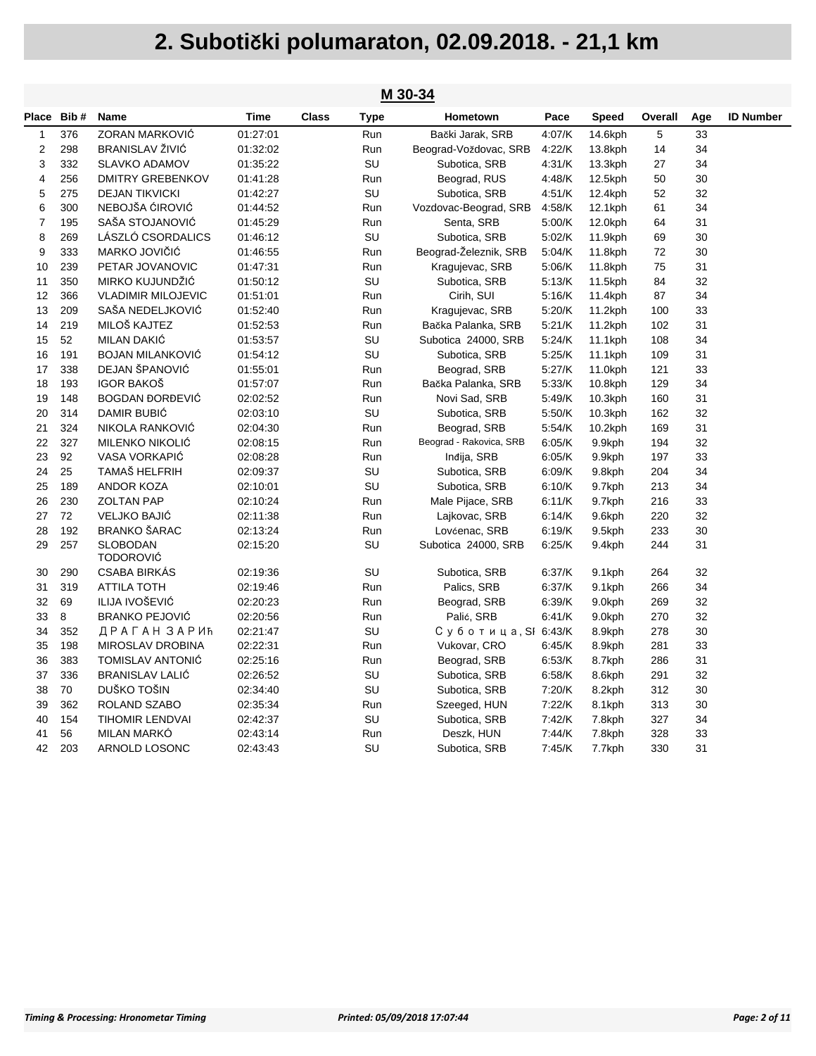# 2. Subotički polumaraton, 02.09.2018. - 21,1 km

## M 30-34

| Place | Bib # | Name | Time | Class | Type | Hometown | Pace | Speed | Overall | Age | ID Number |
|---|---|---|---|---|---|---|---|---|---|---|---|
| 1 | 376 | ZORAN MARKOVIĆ | 01:27:01 | | Run | Bački Jarak, SRB | 4:07/K | 14.6kph | 5 | 33 | |
| 2 | 298 | BRANISLAV ŽIVIĆ | 01:32:02 | | Run | Beograd-Voždovac, SRB | 4:22/K | 13.8kph | 14 | 34 | |
| 3 | 332 | SLAVKO ADAMOV | 01:35:22 | | SU | Subotica, SRB | 4:31/K | 13.3kph | 27 | 34 | |
| 4 | 256 | DMITRY GREBENKOV | 01:41:28 | | Run | Beograd, RUS | 4:48/K | 12.5kph | 50 | 30 | |
| 5 | 275 | DEJAN TIKVICKI | 01:42:27 | | SU | Subotica, SRB | 4:51/K | 12.4kph | 52 | 32 | |
| 6 | 300 | NEBOJŠA ĆIROVIĆ | 01:44:52 | | Run | Vozdovac-Beograd, SRB | 4:58/K | 12.1kph | 61 | 34 | |
| 7 | 195 | SAŠA STOJANOVIĆ | 01:45:29 | | Run | Senta, SRB | 5:00/K | 12.0kph | 64 | 31 | |
| 8 | 269 | LÁSZLÓ CSORDALICS | 01:46:12 | | SU | Subotica, SRB | 5:02/K | 11.9kph | 69 | 30 | |
| 9 | 333 | MARKO JOVIČIĆ | 01:46:55 | | Run | Beograd-Železnik, SRB | 5:04/K | 11.8kph | 72 | 30 | |
| 10 | 239 | PETAR JOVANOVIC | 01:47:31 | | Run | Kragujevac, SRB | 5:06/K | 11.8kph | 75 | 31 | |
| 11 | 350 | MIRKO KUJUNDŽIĆ | 01:50:12 | | SU | Subotica, SRB | 5:13/K | 11.5kph | 84 | 32 | |
| 12 | 366 | VLADIMIR MILOJEVIC | 01:51:01 | | Run | Cirih, SUI | 5:16/K | 11.4kph | 87 | 34 | |
| 13 | 209 | SAŠA NEDELJKOVIĆ | 01:52:40 | | Run | Kragujevac, SRB | 5:20/K | 11.2kph | 100 | 33 | |
| 14 | 219 | MILOŠ KAJTEZ | 01:52:53 | | Run | Bačka Palanka, SRB | 5:21/K | 11.2kph | 102 | 31 | |
| 15 | 52 | MILAN DAKIĆ | 01:53:57 | | SU | Subotica 24000, SRB | 5:24/K | 11.1kph | 108 | 34 | |
| 16 | 191 | BOJAN MILANKOVIĆ | 01:54:12 | | SU | Subotica, SRB | 5:25/K | 11.1kph | 109 | 31 | |
| 17 | 338 | DEJAN ŠPANOVIĆ | 01:55:01 | | Run | Beograd, SRB | 5:27/K | 11.0kph | 121 | 33 | |
| 18 | 193 | IGOR BAKOŠ | 01:57:07 | | Run | Bačka Palanka, SRB | 5:33/K | 10.8kph | 129 | 34 | |
| 19 | 148 | BOGDAN ĐORĐEVIĆ | 02:02:52 | | Run | Novi Sad, SRB | 5:49/K | 10.3kph | 160 | 31 | |
| 20 | 314 | DAMIR BUBIĆ | 02:03:10 | | SU | Subotica, SRB | 5:50/K | 10.3kph | 162 | 32 | |
| 21 | 324 | NIKOLA RANKOVIĆ | 02:04:30 | | Run | Beograd, SRB | 5:54/K | 10.2kph | 169 | 31 | |
| 22 | 327 | MILENKO NIKOLIĆ | 02:08:15 | | Run | Beograd - Rakovica, SRB | 6:05/K | 9.9kph | 194 | 32 | |
| 23 | 92 | VASA VORKAPIĆ | 02:08:28 | | Run | Inđija, SRB | 6:05/K | 9.9kph | 197 | 33 | |
| 24 | 25 | TAMAŠ HELFRIH | 02:09:37 | | SU | Subotica, SRB | 6:09/K | 9.8kph | 204 | 34 | |
| 25 | 189 | ANDOR KOZA | 02:10:01 | | SU | Subotica, SRB | 6:10/K | 9.7kph | 213 | 34 | |
| 26 | 230 | ZOLTAN PAP | 02:10:24 | | Run | Male Pijace, SRB | 6:11/K | 9.7kph | 216 | 33 | |
| 27 | 72 | VELJKO BAJIĆ | 02:11:38 | | Run | Lajkovac, SRB | 6:14/K | 9.6kph | 220 | 32 | |
| 28 | 192 | BRANKO ŠARAC | 02:13:24 | | Run | Lovćenac, SRB | 6:19/K | 9.5kph | 233 | 30 | |
| 29 | 257 | SLOBODAN TODOROVIĆ | 02:15:20 | | SU | Subotica 24000, SRB | 6:25/K | 9.4kph | 244 | 31 | |
| 30 | 290 | CSABA BIRKÁS | 02:19:36 | | SU | Subotica, SRB | 6:37/K | 9.1kph | 264 | 32 | |
| 31 | 319 | ATTILA TOTH | 02:19:46 | | Run | Palics, SRB | 6:37/K | 9.1kph | 266 | 34 | |
| 32 | 69 | ILIJA IVOŠEVIĆ | 02:20:23 | | Run | Beograd, SRB | 6:39/K | 9.0kph | 269 | 32 | |
| 33 | 8 | BRANKO PEJOVIĆ | 02:20:56 | | Run | Palić, SRB | 6:41/K | 9.0kph | 270 | 32 | |
| 34 | 352 | Д Р А Г А Н З А Р И ћ | 02:21:47 | | SU | С у б о т и ц а , SI | 6:43/K | 8.9kph | 278 | 30 | |
| 35 | 198 | MIROSLAV DROBINA | 02:22:31 | | Run | Vukovar, CRO | 6:45/K | 8.9kph | 281 | 33 | |
| 36 | 383 | TOMISLAV ANTONIĆ | 02:25:16 | | Run | Beograd, SRB | 6:53/K | 8.7kph | 286 | 31 | |
| 37 | 336 | BRANISLAV LALIĆ | 02:26:52 | | SU | Subotica, SRB | 6:58/K | 8.6kph | 291 | 32 | |
| 38 | 70 | DUŠKO TOŠIN | 02:34:40 | | SU | Subotica, SRB | 7:20/K | 8.2kph | 312 | 30 | |
| 39 | 362 | ROLAND SZABO | 02:35:34 | | Run | Szeeged, HUN | 7:22/K | 8.1kph | 313 | 30 | |
| 40 | 154 | TIHOMIR LENDVAI | 02:42:37 | | SU | Subotica, SRB | 7:42/K | 7.8kph | 327 | 34 | |
| 41 | 56 | MILAN MARKÓ | 02:43:14 | | Run | Deszk, HUN | 7:44/K | 7.8kph | 328 | 33 | |
| 42 | 203 | ARNOLD LOSONC | 02:43:43 | | SU | Subotica, SRB | 7:45/K | 7.7kph | 330 | 31 | |

*Timing & Processing: Hronometar Timing* *Printed: 05/09/2018 17:07:44*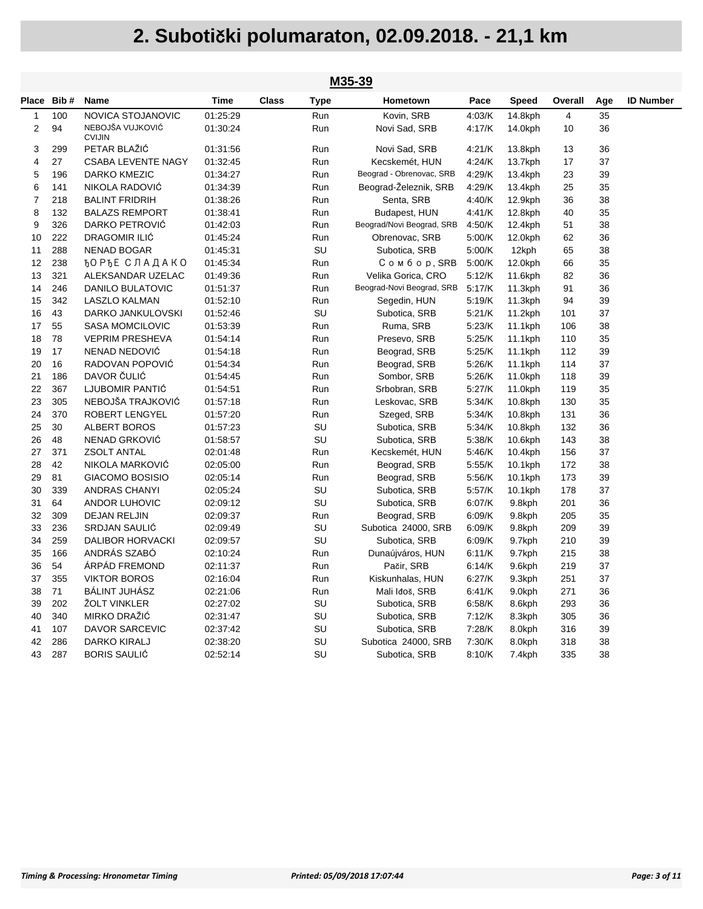# 2. Subotički polumaraton, 02.09.2018. - 21,1 km

## M35-39

| Place | Bib # | Name | Time | Class | Type | Hometown | Pace | Speed | Overall | Age | ID Number |
|---|---|---|---|---|---|---|---|---|---|---|---|
| 1 | 100 | NOVICA STOJANOVIC | 01:25:29 | | Run | Kovin, SRB | 4:03/K | 14.8kph | 4 | 35 | |
| 2 | 94 | NEBOJŠA VUJKOVIĆ CVIJIN | 01:30:24 | | Run | Novi Sad, SRB | 4:17/K | 14.0kph | 10 | 36 | |
| 3 | 299 | PETAR BLAŽIĆ | 01:31:56 | | Run | Novi Sad, SRB | 4:21/K | 13.8kph | 13 | 36 | |
| 4 | 27 | CSABA LEVENTE NAGY | 01:32:45 | | Run | Kecskemét, HUN | 4:24/K | 13.7kph | 17 | 37 | |
| 5 | 196 | DARKO KMEZIC | 01:34:27 | | Run | Beograd - Obrenovac, SRB | 4:29/K | 13.4kph | 23 | 39 | |
| 6 | 141 | NIKOLA RADOVIĆ | 01:34:39 | | Run | Beograd-Železnik, SRB | 4:29/K | 13.4kph | 25 | 35 | |
| 7 | 218 | BALINT FRIDRIH | 01:38:26 | | Run | Senta, SRB | 4:40/K | 12.9kph | 36 | 38 | |
| 8 | 132 | BALAZS REMPORT | 01:38:41 | | Run | Budapest, HUN | 4:41/K | 12.8kph | 40 | 35 | |
| 9 | 326 | DARKO PETROVIĆ | 01:42:03 | | Run | Beograd/Novi Beograd, SRB | 4:50/K | 12.4kph | 51 | 38 | |
| 10 | 222 | DRAGOMIR ILIĆ | 01:45:24 | | Run | Obrenovac, SRB | 5:00/K | 12.0kph | 62 | 36 | |
| 11 | 288 | NENAD BOGAR | 01:45:31 | | SU | Subotica, SRB | 5:00/K | 12kph | 65 | 38 | |
| 12 | 238 | ЂОРЂЕ СЛАДАКО | 01:45:34 | | Run | Сомбор, SRB | 5:00/K | 12.0kph | 66 | 35 | |
| 13 | 321 | ALEKSANDAR UZELAC | 01:49:36 | | Run | Velika Gorica, CRO | 5:12/K | 11.6kph | 82 | 36 | |
| 14 | 246 | DANILO BULATOVIC | 01:51:37 | | Run | Beograd-Novi Beograd, SRB | 5:17/K | 11.3kph | 91 | 36 | |
| 15 | 342 | LASZLO KALMAN | 01:52:10 | | Run | Segedin, HUN | 5:19/K | 11.3kph | 94 | 39 | |
| 16 | 43 | DARKO JANKULOVSKI | 01:52:46 | | SU | Subotica, SRB | 5:21/K | 11.2kph | 101 | 37 | |
| 17 | 55 | SASA MOMCILOVIC | 01:53:39 | | Run | Ruma, SRB | 5:23/K | 11.1kph | 106 | 38 | |
| 18 | 78 | VEPRIM PRESHEVA | 01:54:14 | | Run | Presevo, SRB | 5:25/K | 11.1kph | 110 | 35 | |
| 19 | 17 | NENAD NEDOVIĆ | 01:54:18 | | Run | Beograd, SRB | 5:25/K | 11.1kph | 112 | 39 | |
| 20 | 16 | RADOVAN POPOVIĆ | 01:54:34 | | Run | Beograd, SRB | 5:26/K | 11.1kph | 114 | 37 | |
| 21 | 186 | DAVOR ČULIĆ | 01:54:45 | | Run | Sombor, SRB | 5:26/K | 11.0kph | 118 | 39 | |
| 22 | 367 | LJUBOMIR PANTIĆ | 01:54:51 | | Run | Srbobran, SRB | 5:27/K | 11.0kph | 119 | 35 | |
| 23 | 305 | NEBOJŠA TRAJKOVIĆ | 01:57:18 | | Run | Leskovac, SRB | 5:34/K | 10.8kph | 130 | 35 | |
| 24 | 370 | ROBERT LENGYEL | 01:57:20 | | Run | Szeged, SRB | 5:34/K | 10.8kph | 131 | 36 | |
| 25 | 30 | ALBERT BOROS | 01:57:23 | | SU | Subotica, SRB | 5:34/K | 10.8kph | 132 | 36 | |
| 26 | 48 | NENAD GRKOVIĆ | 01:58:57 | | SU | Subotica, SRB | 5:38/K | 10.6kph | 143 | 38 | |
| 27 | 371 | ZSOLT ANTAL | 02:01:48 | | Run | Kecskemét, HUN | 5:46/K | 10.4kph | 156 | 37 | |
| 28 | 42 | NIKOLA MARKOVIĆ | 02:05:00 | | Run | Beograd, SRB | 5:55/K | 10.1kph | 172 | 38 | |
| 29 | 81 | GIACOMO BOSISIO | 02:05:14 | | Run | Beograd, SRB | 5:56/K | 10.1kph | 173 | 39 | |
| 30 | 339 | ANDRAS CHANYI | 02:05:24 | | SU | Subotica, SRB | 5:57/K | 10.1kph | 178 | 37 | |
| 31 | 64 | ANDOR LUHOVIC | 02:09:12 | | SU | Subotica, SRB | 6:07/K | 9.8kph | 201 | 36 | |
| 32 | 309 | DEJAN RELJIN | 02:09:37 | | Run | Beograd, SRB | 6:09/K | 9.8kph | 205 | 35 | |
| 33 | 236 | SRDJAN SAULIĆ | 02:09:49 | | SU | Subotica 24000, SRB | 6:09/K | 9.8kph | 209 | 39 | |
| 34 | 259 | DALIBOR HORVACKI | 02:09:57 | | SU | Subotica, SRB | 6:09/K | 9.7kph | 210 | 39 | |
| 35 | 166 | ANDRÁS SZABÓ | 02:10:24 | | Run | Dunaújváros, HUN | 6:11/K | 9.7kph | 215 | 38 | |
| 36 | 54 | ÁRPÁD FREMOND | 02:11:37 | | Run | Pačir, SRB | 6:14/K | 9.6kph | 219 | 37 | |
| 37 | 355 | VIKTOR BOROS | 02:16:04 | | Run | Kiskunhalas, HUN | 6:27/K | 9.3kph | 251 | 37 | |
| 38 | 71 | BÁLINT JUHÁSZ | 02:21:06 | | Run | Mali Iđoš, SRB | 6:41/K | 9.0kph | 271 | 36 | |
| 39 | 202 | ŽOLT VINKLER | 02:27:02 | | SU | Subotica, SRB | 6:58/K | 8.6kph | 293 | 36 | |
| 40 | 340 | MIRKO DRAŽIĆ | 02:31:47 | | SU | Subotica, SRB | 7:12/K | 8.3kph | 305 | 36 | |
| 41 | 107 | DAVOR SARCEVIC | 02:37:42 | | SU | Subotica, SRB | 7:28/K | 8.0kph | 316 | 39 | |
| 42 | 286 | DARKO KIRALJ | 02:38:20 | | SU | Subotica 24000, SRB | 7:30/K | 8.0kph | 318 | 38 | |
| 43 | 287 | BORIS SAULIĆ | 02:52:14 | | SU | Subotica, SRB | 8:10/K | 7.4kph | 335 | 38 | |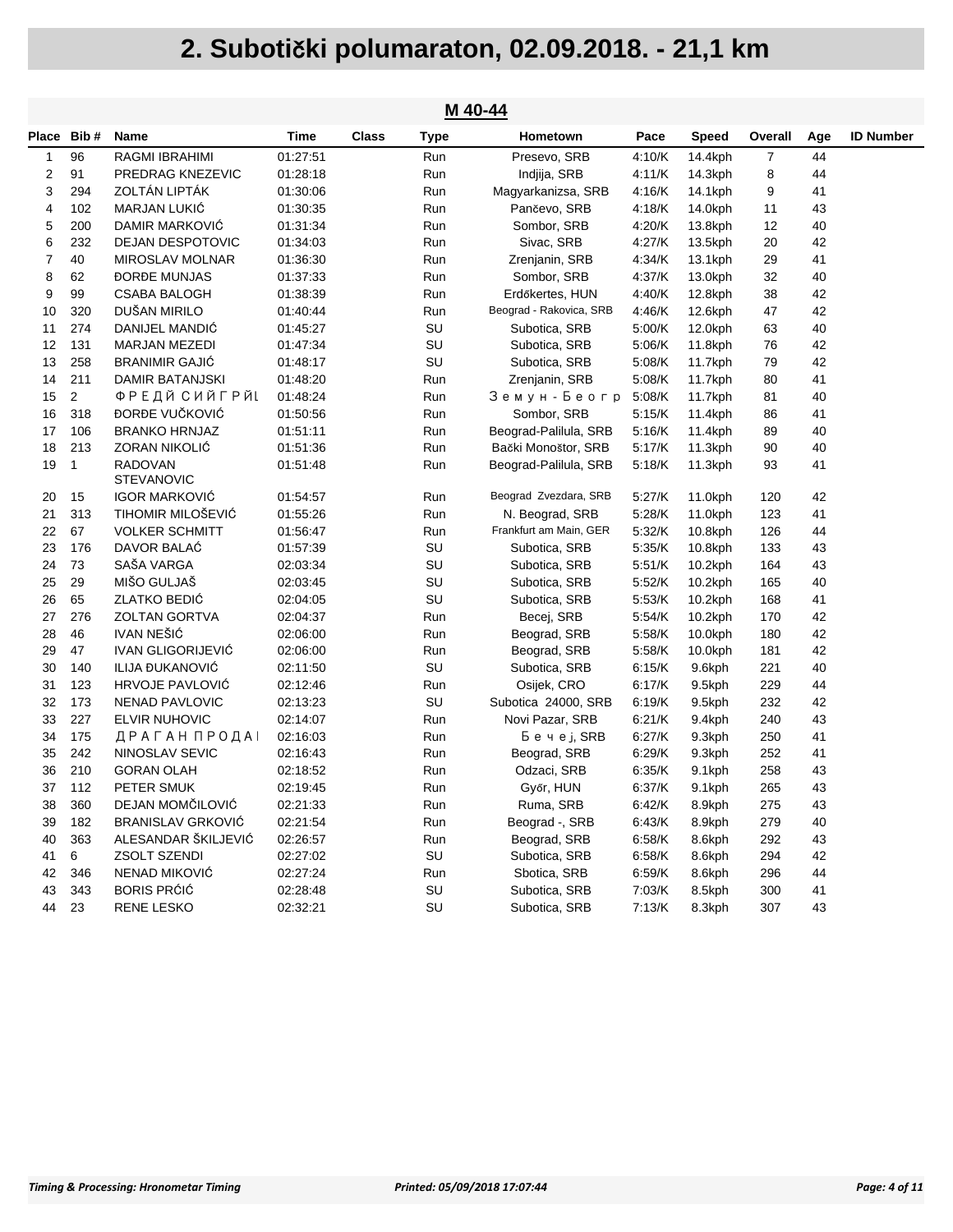# 2. Subotički polumaraton, 02.09.2018. - 21,1 km

## M 40-44

| Place | Bib # | Name | Time | Class | Type | Hometown | Pace | Speed | Overall | Age | ID Number |
|---|---|---|---|---|---|---|---|---|---|---|---|
| 1 | 96 | RAGMI IBRAHIMI | 01:27:51 | | Run | Presevo, SRB | 4:10/K | 14.4kph | 7 | 44 | |
| 2 | 91 | PREDRAG KNEZEVIC | 01:28:18 | | Run | Indjija, SRB | 4:11/K | 14.3kph | 8 | 44 | |
| 3 | 294 | ZOLTÁN LIPTÁK | 01:30:06 | | Run | Magyarkanizsa, SRB | 4:16/K | 14.1kph | 9 | 41 | |
| 4 | 102 | MARJAN LUKIĆ | 01:30:35 | | Run | Pančevo, SRB | 4:18/K | 14.0kph | 11 | 43 | |
| 5 | 200 | DAMIR MARKOVIĆ | 01:31:34 | | Run | Sombor, SRB | 4:20/K | 13.8kph | 12 | 40 | |
| 6 | 232 | DEJAN DESPOTOVIC | 01:34:03 | | Run | Sivac, SRB | 4:27/K | 13.5kph | 20 | 42 | |
| 7 | 40 | MIROSLAV MOLNAR | 01:36:30 | | Run | Zrenjanin, SRB | 4:34/K | 13.1kph | 29 | 41 | |
| 8 | 62 | ĐORĐE MUNJAS | 01:37:33 | | Run | Sombor, SRB | 4:37/K | 13.0kph | 32 | 40 | |
| 9 | 99 | CSABA BALOGH | 01:38:39 | | Run | Erdőkertes, HUN | 4:40/K | 12.8kph | 38 | 42 | |
| 10 | 320 | DUŠAN MIRILO | 01:40:44 | | Run | Beograd - Rakovica, SRB | 4:46/K | 12.6kph | 47 | 42 | |
| 11 | 274 | DANIJEL MANDIĆ | 01:45:27 | | SU | Subotica, SRB | 5:00/K | 12.0kph | 63 | 40 | |
| 12 | 131 | MARJAN MEZEDI | 01:47:34 | | SU | Subotica, SRB | 5:06/K | 11.8kph | 76 | 42 | |
| 13 | 258 | BRANIMIR GAJIĆ | 01:48:17 | | SU | Subotica, SRB | 5:08/K | 11.7kph | 79 | 42 | |
| 14 | 211 | DAMIR BATANJSKI | 01:48:20 | | Run | Zrenjanin, SRB | 5:08/K | 11.7kph | 80 | 41 | |
| 15 | 2 | Ф Р Е Д И С И Й Г Р Й Ц | 01:48:24 | | Run | З е м у н - Б е о г р | 5:08/K | 11.7kph | 81 | 40 | |
| 16 | 318 | ĐORĐE VUČKOVIĆ | 01:50:56 | | Run | Sombor, SRB | 5:15/K | 11.4kph | 86 | 41 | |
| 17 | 106 | BRANKO HRNJAZ | 01:51:11 | | Run | Beograd-Palilula, SRB | 5:16/K | 11.4kph | 89 | 40 | |
| 18 | 213 | ZORAN NIKOLIĆ | 01:51:36 | | Run | Bački Monoštor, SRB | 5:17/K | 11.3kph | 90 | 40 | |
| 19 | 1 | RADOVAN STEVANOVIC | 01:51:48 | | Run | Beograd-Palilula, SRB | 5:18/K | 11.3kph | 93 | 41 | |
| 20 | 15 | IGOR MARKOVIĆ | 01:54:57 | | Run | Beograd Zvezdara, SRB | 5:27/K | 11.0kph | 120 | 42 | |
| 21 | 313 | TIHOMIR MILOŠEVIĆ | 01:55:26 | | Run | N. Beograd, SRB | 5:28/K | 11.0kph | 123 | 41 | |
| 22 | 67 | VOLKER SCHMITT | 01:56:47 | | Run | Frankfurt am Main, GER | 5:32/K | 10.8kph | 126 | 44 | |
| 23 | 176 | DAVOR BALAĆ | 01:57:39 | | SU | Subotica, SRB | 5:35/K | 10.8kph | 133 | 43 | |
| 24 | 73 | SAŠA VARGA | 02:03:34 | | SU | Subotica, SRB | 5:51/K | 10.2kph | 164 | 43 | |
| 25 | 29 | MIŠO GULJAŠ | 02:03:45 | | SU | Subotica, SRB | 5:52/K | 10.2kph | 165 | 40 | |
| 26 | 65 | ZLATKO BEDIĆ | 02:04:05 | | SU | Subotica, SRB | 5:53/K | 10.2kph | 168 | 41 | |
| 27 | 276 | ZOLTAN GORTVA | 02:04:37 | | Run | Becej, SRB | 5:54/K | 10.2kph | 170 | 42 | |
| 28 | 46 | IVAN NEŠIĆ | 02:06:00 | | Run | Beograd, SRB | 5:58/K | 10.0kph | 180 | 42 | |
| 29 | 47 | IVAN GLIGORIJEVIĆ | 02:06:00 | | Run | Beograd, SRB | 5:58/K | 10.0kph | 181 | 42 | |
| 30 | 140 | ILIJA ĐUKANOVIĆ | 02:11:50 | | SU | Subotica, SRB | 6:15/K | 9.6kph | 221 | 40 | |
| 31 | 123 | HRVOJE PAVLOVIĆ | 02:12:46 | | Run | Osijek, CRO | 6:17/K | 9.5kph | 229 | 44 | |
| 32 | 173 | NENAD PAVLOVIC | 02:13:23 | | SU | Subotica 24000, SRB | 6:19/K | 9.5kph | 232 | 42 | |
| 33 | 227 | ELVIR NUHOVIC | 02:14:07 | | Run | Novi Pazar, SRB | 6:21/K | 9.4kph | 240 | 43 | |
| 34 | 175 | Д Р А Г А Н П Р О Д А Н | 02:16:03 | | Run | Б е ч е ј, SRB | 6:27/K | 9.3kph | 250 | 41 | |
| 35 | 242 | NINOSLAV SEVIC | 02:16:43 | | Run | Beograd, SRB | 6:29/K | 9.3kph | 252 | 41 | |
| 36 | 210 | GORAN OLAH | 02:18:52 | | Run | Odzaci, SRB | 6:35/K | 9.1kph | 258 | 43 | |
| 37 | 112 | PETER SMUK | 02:19:45 | | Run | Győr, HUN | 6:37/K | 9.1kph | 265 | 43 | |
| 38 | 360 | DEJAN MOMČILOVIĆ | 02:21:33 | | Run | Ruma, SRB | 6:42/K | 8.9kph | 275 | 43 | |
| 39 | 182 | BRANISLAV GRKOVIĆ | 02:21:54 | | Run | Beograd -, SRB | 6:43/K | 8.9kph | 279 | 40 | |
| 40 | 363 | ALESANDAR ŠKILJEVIĆ | 02:26:57 | | Run | Beograd, SRB | 6:58/K | 8.6kph | 292 | 43 | |
| 41 | 6 | ZSOLT SZENDI | 02:27:02 | | SU | Subotica, SRB | 6:58/K | 8.6kph | 294 | 42 | |
| 42 | 346 | NENAD MIKOVIĆ | 02:27:24 | | Run | Sbotica, SRB | 6:59/K | 8.6kph | 296 | 44 | |
| 43 | 343 | BORIS PRĆIĆ | 02:28:48 | | SU | Subotica, SRB | 7:03/K | 8.5kph | 300 | 41 | |
| 44 | 23 | RENE LESKO | 02:32:21 | | SU | Subotica, SRB | 7:13/K | 8.3kph | 307 | 43 | |

*Timing & Processing: Hronometar Timing* *Printed: 05/09/2018 17:07:44*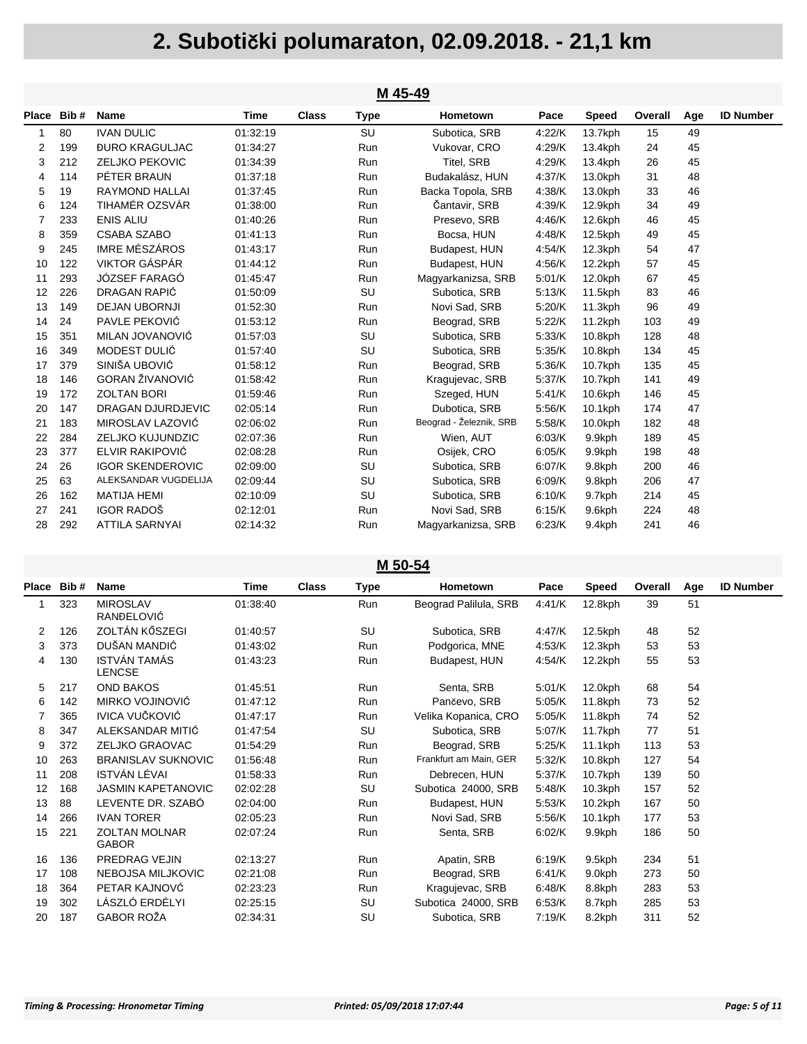# 2. Subotički polumaraton, 02.09.2018. - 21,1 km

## M 45-49

| Place | Bib # | Name | Time | Class | Type | Hometown | Pace | Speed | Overall | Age | ID Number |
|---|---|---|---|---|---|---|---|---|---|---|---|
| 1 | 80 | IVAN DULIC | 01:32:19 | | SU | Subotica, SRB | 4:22/K | 13.7kph | 15 | 49 | |
| 2 | 199 | ĐURO KRAGULJAC | 01:34:27 | | Run | Vukovar, CRO | 4:29/K | 13.4kph | 24 | 45 | |
| 3 | 212 | ZELJKO PEKOVIC | 01:34:39 | | Run | Titel, SRB | 4:29/K | 13.4kph | 26 | 45 | |
| 4 | 114 | PÉTER BRAUN | 01:37:18 | | Run | Budakalász, HUN | 4:37/K | 13.0kph | 31 | 48 | |
| 5 | 19 | RAYMOND HALLAI | 01:37:45 | | Run | Backa Topola, SRB | 4:38/K | 13.0kph | 33 | 46 | |
| 6 | 124 | TIHAMÉR OZSVÁR | 01:38:00 | | Run | Čantavir, SRB | 4:39/K | 12.9kph | 34 | 49 | |
| 7 | 233 | ENIS ALIU | 01:40:26 | | Run | Presevo, SRB | 4:46/K | 12.6kph | 46 | 45 | |
| 8 | 359 | CSABA SZABO | 01:41:13 | | Run | Bocsa, HUN | 4:48/K | 12.5kph | 49 | 45 | |
| 9 | 245 | IMRE MÉSZÁROS | 01:43:17 | | Run | Budapest, HUN | 4:54/K | 12.3kph | 54 | 47 | |
| 10 | 122 | VIKTOR GÁSPÁR | 01:44:12 | | Run | Budapest, HUN | 4:56/K | 12.2kph | 57 | 45 | |
| 11 | 293 | JÓZSEF FARAGÓ | 01:45:47 | | Run | Magyarkanizsa, SRB | 5:01/K | 12.0kph | 67 | 45 | |
| 12 | 226 | DRAGAN RAPIĆ | 01:50:09 | | SU | Subotica, SRB | 5:13/K | 11.5kph | 83 | 46 | |
| 13 | 149 | DEJAN UBORNJI | 01:52:30 | | Run | Novi Sad, SRB | 5:20/K | 11.3kph | 96 | 49 | |
| 14 | 24 | PAVLE PEKOVIĆ | 01:53:12 | | Run | Beograd, SRB | 5:22/K | 11.2kph | 103 | 49 | |
| 15 | 351 | MILAN JOVANOVIĆ | 01:57:03 | | SU | Subotica, SRB | 5:33/K | 10.8kph | 128 | 48 | |
| 16 | 349 | MODEST DULIĆ | 01:57:40 | | SU | Subotica, SRB | 5:35/K | 10.8kph | 134 | 45 | |
| 17 | 379 | SINIŠA UBOVIĆ | 01:58:12 | | Run | Beograd, SRB | 5:36/K | 10.7kph | 135 | 45 | |
| 18 | 146 | GORAN ŽIVANOVIĆ | 01:58:42 | | Run | Kragujevac, SRB | 5:37/K | 10.7kph | 141 | 49 | |
| 19 | 172 | ZOLTAN BORI | 01:59:46 | | Run | Szeged, HUN | 5:41/K | 10.6kph | 146 | 45 | |
| 20 | 147 | DRAGAN DJURDJEVIC | 02:05:14 | | Run | Dubotica, SRB | 5:56/K | 10.1kph | 174 | 47 | |
| 21 | 183 | MIROSLAV LAZOVIĆ | 02:06:02 | | Run | Beograd - Železnik, SRB | 5:58/K | 10.0kph | 182 | 48 | |
| 22 | 284 | ZELJKO KUJUNDZIC | 02:07:36 | | Run | Wien, AUT | 6:03/K | 9.9kph | 189 | 45 | |
| 23 | 377 | ELVIR RAKIPOVIĆ | 02:08:28 | | Run | Osijek, CRO | 6:05/K | 9.9kph | 198 | 48 | |
| 24 | 26 | IGOR SKENDEROVIC | 02:09:00 | | SU | Subotica, SRB | 6:07/K | 9.8kph | 200 | 46 | |
| 25 | 63 | ALEKSANDAR VUGDELIJA | 02:09:44 | | SU | Subotica, SRB | 6:09/K | 9.8kph | 206 | 47 | |
| 26 | 162 | MATIJA HEMI | 02:10:09 | | SU | Subotica, SRB | 6:10/K | 9.7kph | 214 | 45 | |
| 27 | 241 | IGOR RADOŠ | 02:12:01 | | Run | Novi Sad, SRB | 6:15/K | 9.6kph | 224 | 48 | |
| 28 | 292 | ATTILA SARNYAI | 02:14:32 | | Run | Magyarkanizsa, SRB | 6:23/K | 9.4kph | 241 | 46 | |

## M 50-54

| Place | Bib # | Name | Time | Class | Type | Hometown | Pace | Speed | Overall | Age | ID Number |
|---|---|---|---|---|---|---|---|---|---|---|---|
| 1 | 323 | MIROSLAV RANĐELOVIĆ | 01:38:40 | | Run | Beograd Palilula, SRB | 4:41/K | 12.8kph | 39 | 51 | |
| 2 | 126 | ZOLTÁN KŐSZEGI | 01:40:57 | | SU | Subotica, SRB | 4:47/K | 12.5kph | 48 | 52 | |
| 3 | 373 | DUŠAN MANDIĆ | 01:43:02 | | Run | Podgorica, MNE | 4:53/K | 12.3kph | 53 | 53 | |
| 4 | 130 | ISTVÁN TAMÁS LENCSE | 01:43:23 | | Run | Budapest, HUN | 4:54/K | 12.2kph | 55 | 53 | |
| 5 | 217 | OND BAKOS | 01:45:51 | | Run | Senta, SRB | 5:01/K | 12.0kph | 68 | 54 | |
| 6 | 142 | MIRKO VOJINOVIĆ | 01:47:12 | | Run | Pančevo, SRB | 5:05/K | 11.8kph | 73 | 52 | |
| 7 | 365 | IVICA VUČKOVIĆ | 01:47:17 | | Run | Velika Kopanica, CRO | 5:05/K | 11.8kph | 74 | 52 | |
| 8 | 347 | ALEKSANDAR MITIĆ | 01:47:54 | | SU | Subotica, SRB | 5:07/K | 11.7kph | 77 | 51 | |
| 9 | 372 | ZELJKO GRAOVAC | 01:54:29 | | Run | Beograd, SRB | 5:25/K | 11.1kph | 113 | 53 | |
| 10 | 263 | BRANISLAV SUKNOVIC | 01:56:48 | | Run | Frankfurt am Main, GER | 5:32/K | 10.8kph | 127 | 54 | |
| 11 | 208 | ISTVÁN LÉVAI | 01:58:33 | | Run | Debrecen, HUN | 5:37/K | 10.7kph | 139 | 50 | |
| 12 | 168 | JASMIN KAPETANOVIC | 02:02:28 | | SU | Subotica 24000, SRB | 5:48/K | 10.3kph | 157 | 52 | |
| 13 | 88 | LEVENTE DR. SZABÓ | 02:04:00 | | Run | Budapest, HUN | 5:53/K | 10.2kph | 167 | 50 | |
| 14 | 266 | IVAN TORER | 02:05:23 | | Run | Novi Sad, SRB | 5:56/K | 10.1kph | 177 | 53 | |
| 15 | 221 | ZOLTAN MOLNAR GABOR | 02:07:24 | | Run | Senta, SRB | 6:02/K | 9.9kph | 186 | 50 | |
| 16 | 136 | PREDRAG VEJIN | 02:13:27 | | Run | Apatin, SRB | 6:19/K | 9.5kph | 234 | 51 | |
| 17 | 108 | NEBOJSA MILJKOVIC | 02:21:08 | | Run | Beograd, SRB | 6:41/K | 9.0kph | 273 | 50 | |
| 18 | 364 | PETAR KAJNOVĆ | 02:23:23 | | Run | Kragujevac, SRB | 6:48/K | 8.8kph | 283 | 53 | |
| 19 | 302 | LÁSZLÓ ERDÉLYI | 02:25:15 | | SU | Subotica 24000, SRB | 6:53/K | 8.7kph | 285 | 53 | |
| 20 | 187 | GABOR ROŽA | 02:34:31 | | SU | Subotica, SRB | 7:19/K | 8.2kph | 311 | 52 | |

*Timing & Processing: Hronometar Timing* *Printed: 05/09/2018 17:07:44*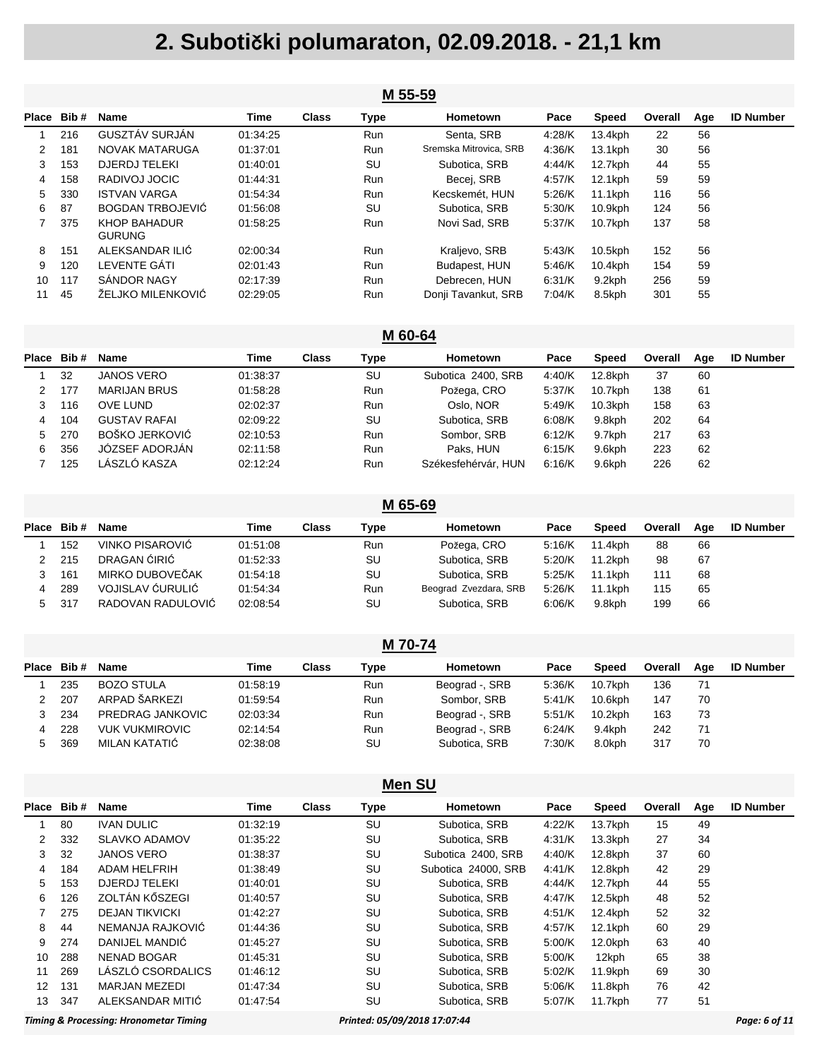# 2. Subotički polumaraton, 02.09.2018. - 21,1 km

## M 55-59

| Place | Bib # | Name | Time | Class | Type | Hometown | Pace | Speed | Overall | Age | ID Number |
|---|---|---|---|---|---|---|---|---|---|---|---|
| 1 | 216 | GUSZTÁV SURJÁN | 01:34:25 | | Run | Senta, SRB | 4:28/K | 13.4kph | 22 | 56 | |
| 2 | 181 | NOVAK MATARUGA | 01:37:01 | | Run | Sremska Mitrovica, SRB | 4:36/K | 13.1kph | 30 | 56 | |
| 3 | 153 | DJERDJ TELEKI | 01:40:01 | | SU | Subotica, SRB | 4:44/K | 12.7kph | 44 | 55 | |
| 4 | 158 | RADIVOJ JOCIC | 01:44:31 | | Run | Becej, SRB | 4:57/K | 12.1kph | 59 | 59 | |
| 5 | 330 | ISTVAN VARGA | 01:54:34 | | Run | Kecskemét, HUN | 5:26/K | 11.1kph | 116 | 56 | |
| 6 | 87 | BOGDAN TRBOJEVIĆ | 01:56:08 | | SU | Subotica, SRB | 5:30/K | 10.9kph | 124 | 56 | |
| 7 | 375 | KHOP BAHADUR GURUNG | 01:58:25 | | Run | Novi Sad, SRB | 5:37/K | 10.7kph | 137 | 58 | |
| 8 | 151 | ALEKSANDAR ILIĆ | 02:00:34 | | Run | Kraljevo, SRB | 5:43/K | 10.5kph | 152 | 56 | |
| 9 | 120 | LEVENTE GÁTI | 02:01:43 | | Run | Budapest, HUN | 5:46/K | 10.4kph | 154 | 59 | |
| 10 | 117 | SÁNDOR NAGY | 02:17:39 | | Run | Debrecen, HUN | 6:31/K | 9.2kph | 256 | 59 | |
| 11 | 45 | ŽELJKO MILENKOVIĆ | 02:29:05 | | Run | Donji Tavankut, SRB | 7:04/K | 8.5kph | 301 | 55 | |

## M 60-64

| Place | Bib # | Name | Time | Class | Type | Hometown | Pace | Speed | Overall | Age | ID Number |
|---|---|---|---|---|---|---|---|---|---|---|---|
| 1 | 32 | JANOS VERO | 01:38:37 | | SU | Subotica 2400, SRB | 4:40/K | 12.8kph | 37 | 60 | |
| 2 | 177 | MARIJAN BRUS | 01:58:28 | | Run | Požega, CRO | 5:37/K | 10.7kph | 138 | 61 | |
| 3 | 116 | OVE LUND | 02:02:37 | | Run | Oslo, NOR | 5:49/K | 10.3kph | 158 | 63 | |
| 4 | 104 | GUSTAV RAFAI | 02:09:22 | | SU | Subotica, SRB | 6:08/K | 9.8kph | 202 | 64 | |
| 5 | 270 | BOŠKO JERKOVIĆ | 02:10:53 | | Run | Sombor, SRB | 6:12/K | 9.7kph | 217 | 63 | |
| 6 | 356 | JÓZSEF ADORJÁN | 02:11:58 | | Run | Paks, HUN | 6:15/K | 9.6kph | 223 | 62 | |
| 7 | 125 | LÁSZLÓ KASZA | 02:12:24 | | Run | Székesfehérvár, HUN | 6:16/K | 9.6kph | 226 | 62 | |

## M 65-69

| Place | Bib # | Name | Time | Class | Type | Hometown | Pace | Speed | Overall | Age | ID Number |
|---|---|---|---|---|---|---|---|---|---|---|---|
| 1 | 152 | VINKO PISAROVIĆ | 01:51:08 | | Run | Požega, CRO | 5:16/K | 11.4kph | 88 | 66 | |
| 2 | 215 | DRAGAN ĆIRIĆ | 01:52:33 | | SU | Subotica, SRB | 5:20/K | 11.2kph | 98 | 67 | |
| 3 | 161 | MIRKO DUBOVEČAK | 01:54:18 | | SU | Subotica, SRB | 5:25/K | 11.1kph | 111 | 68 | |
| 4 | 289 | VOJISLAV ĆURULIĆ | 01:54:34 | | Run | Beograd Zvezdara, SRB | 5:26/K | 11.1kph | 115 | 65 | |
| 5 | 317 | RADOVAN RADULOVIĆ | 02:08:54 | | SU | Subotica, SRB | 6:06/K | 9.8kph | 199 | 66 | |

## M 70-74

| Place | Bib # | Name | Time | Class | Type | Hometown | Pace | Speed | Overall | Age | ID Number |
|---|---|---|---|---|---|---|---|---|---|---|---|
| 1 | 235 | BOZO STULA | 01:58:19 | | Run | Beograd -, SRB | 5:36/K | 10.7kph | 136 | 71 | |
| 2 | 207 | ARPAD ŠARKEZI | 01:59:54 | | Run | Sombor, SRB | 5:41/K | 10.6kph | 147 | 70 | |
| 3 | 234 | PREDRAG JANKOVIC | 02:03:34 | | Run | Beograd -, SRB | 5:51/K | 10.2kph | 163 | 73 | |
| 4 | 228 | VUK VUKMIROVIC | 02:14:54 | | Run | Beograd -, SRB | 6:24/K | 9.4kph | 242 | 71 | |
| 5 | 369 | MILAN KATATIĆ | 02:38:08 | | SU | Subotica, SRB | 7:30/K | 8.0kph | 317 | 70 | |

## Men SU

| Place | Bib # | Name | Time | Class | Type | Hometown | Pace | Speed | Overall | Age | ID Number |
|---|---|---|---|---|---|---|---|---|---|---|---|
| 1 | 80 | IVAN DULIC | 01:32:19 | | SU | Subotica, SRB | 4:22/K | 13.7kph | 15 | 49 | |
| 2 | 332 | SLAVKO ADAMOV | 01:35:22 | | SU | Subotica, SRB | 4:31/K | 13.3kph | 27 | 34 | |
| 3 | 32 | JANOS VERO | 01:38:37 | | SU | Subotica 2400, SRB | 4:40/K | 12.8kph | 37 | 60 | |
| 4 | 184 | ADAM HELFRIH | 01:38:49 | | SU | Subotica 24000, SRB | 4:41/K | 12.8kph | 42 | 29 | |
| 5 | 153 | DJERDJ TELEKI | 01:40:01 | | SU | Subotica, SRB | 4:44/K | 12.7kph | 44 | 55 | |
| 6 | 126 | ZOLTÁN KŐSZEGI | 01:40:57 | | SU | Subotica, SRB | 4:47/K | 12.5kph | 48 | 52 | |
| 7 | 275 | DEJAN TIKVICKI | 01:42:27 | | SU | Subotica, SRB | 4:51/K | 12.4kph | 52 | 32 | |
| 8 | 44 | NEMANJA RAJKOVIĆ | 01:44:36 | | SU | Subotica, SRB | 4:57/K | 12.1kph | 60 | 29 | |
| 9 | 274 | DANIJEL MANDIĆ | 01:45:27 | | SU | Subotica, SRB | 5:00/K | 12.0kph | 63 | 40 | |
| 10 | 288 | NENAD BOGAR | 01:45:31 | | SU | Subotica, SRB | 5:00/K | 12kph | 65 | 38 | |
| 11 | 269 | LÁSZLÓ CSORDALICS | 01:46:12 | | SU | Subotica, SRB | 5:02/K | 11.9kph | 69 | 30 | |
| 12 | 131 | MARJAN MEZEDI | 01:47:34 | | SU | Subotica, SRB | 5:06/K | 11.8kph | 76 | 42 | |
| 13 | 347 | ALEKSANDAR MITIĆ | 01:47:54 | | SU | Subotica, SRB | 5:07/K | 11.7kph | 77 | 51 | |

*Timing & Processing: Hronometar Timing* *Printed: 05/09/2018 17:07:44*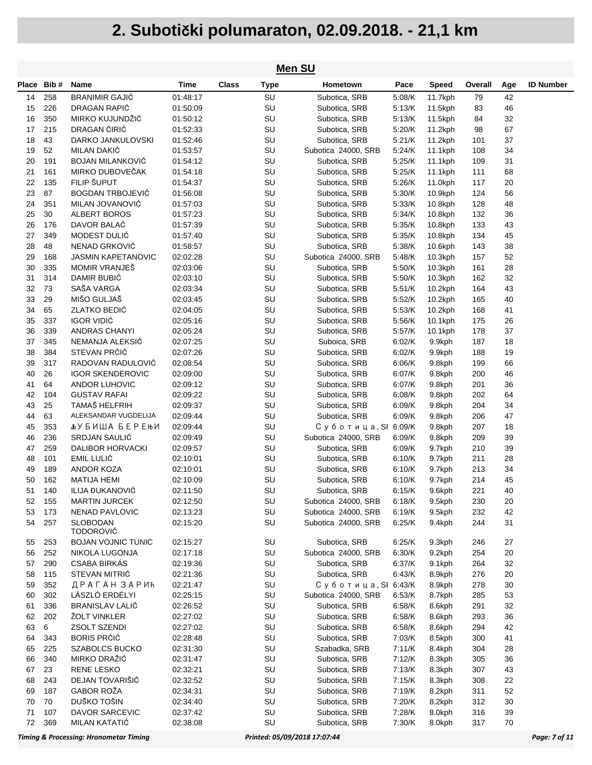# 2. Subotički polumaraton, 02.09.2018. - 21,1 km

## Men SU

| Place | Bib # | Name | Time | Class | Type | Hometown | Pace | Speed | Overall | Age | ID Number |
|---|---|---|---|---|---|---|---|---|---|---|---|
| 14 | 258 | BRANIMIR GAJIĆ | 01:48:17 | | SU | Subotica, SRB | 5:08/K | 11.7kph | 79 | 42 | |
| 15 | 226 | DRAGAN RAPIĆ | 01:50:09 | | SU | Subotica, SRB | 5:13/K | 11.5kph | 83 | 46 | |
| 16 | 350 | MIRKO KUJUNDŽIĆ | 01:50:12 | | SU | Subotica, SRB | 5:13/K | 11.5kph | 84 | 32 | |
| 17 | 215 | DRAGAN ĆIRIĆ | 01:52:33 | | SU | Subotica, SRB | 5:20/K | 11.2kph | 98 | 67 | |
| 18 | 43 | DARKO JANKULOVSKI | 01:52:46 | | SU | Subotica, SRB | 5:21/K | 11.2kph | 101 | 37 | |
| 19 | 52 | MILAN DAKIĆ | 01:53:57 | | SU | Subotica 24000, SRB | 5:24/K | 11.1kph | 108 | 34 | |
| 20 | 191 | BOJAN MILANKOVIĆ | 01:54:12 | | SU | Subotica, SRB | 5:25/K | 11.1kph | 109 | 31 | |
| 21 | 161 | MIRKO DUBOVEČAK | 01:54:18 | | SU | Subotica, SRB | 5:25/K | 11.1kph | 111 | 68 | |
| 22 | 135 | FILIP ŠUPUT | 01:54:37 | | SU | Subotica, SRB | 5:26/K | 11.0kph | 117 | 20 | |
| 23 | 87 | BOGDAN TRBOJEVIĆ | 01:56:08 | | SU | Subotica, SRB | 5:30/K | 10.9kph | 124 | 56 | |
| 24 | 351 | MILAN JOVANOVIĆ | 01:57:03 | | SU | Subotica, SRB | 5:33/K | 10.8kph | 128 | 48 | |
| 25 | 30 | ALBERT BOROS | 01:57:23 | | SU | Subotica, SRB | 5:34/K | 10.8kph | 132 | 36 | |
| 26 | 176 | DAVOR BALAĆ | 01:57:39 | | SU | Subotica, SRB | 5:35/K | 10.8kph | 133 | 43 | |
| 27 | 349 | MODEST DULIĆ | 01:57:40 | | SU | Subotica, SRB | 5:35/K | 10.8kph | 134 | 45 | |
| 28 | 48 | NENAD GRKOVIĆ | 01:58:57 | | SU | Subotica, SRB | 5:38/K | 10.6kph | 143 | 38 | |
| 29 | 168 | JASMIN KAPETANOVIC | 02:02:28 | | SU | Subotica 24000, SRB | 5:48/K | 10.3kph | 157 | 52 | |
| 30 | 335 | MOMIR VRANJEŠ | 02:03:06 | | SU | Subotica, SRB | 5:50/K | 10.3kph | 161 | 28 | |
| 31 | 314 | DAMIR BUBIĆ | 02:03:10 | | SU | Subotica, SRB | 5:50/K | 10.3kph | 162 | 32 | |
| 32 | 73 | SAŠA VARGA | 02:03:34 | | SU | Subotica, SRB | 5:51/K | 10.2kph | 164 | 43 | |
| 33 | 29 | MIŠO GULJAŠ | 02:03:45 | | SU | Subotica, SRB | 5:52/K | 10.2kph | 165 | 40 | |
| 34 | 65 | ZLATKO BEDIĆ | 02:04:05 | | SU | Subotica, SRB | 5:53/K | 10.2kph | 168 | 41 | |
| 35 | 337 | IGOR VIDIĆ | 02:05:16 | | SU | Subotica, SRB | 5:56/K | 10.1kph | 175 | 26 | |
| 36 | 339 | ANDRAS CHANYI | 02:05:24 | | SU | Subotica, SRB | 5:57/K | 10.1kph | 178 | 37 | |
| 37 | 345 | NEMANJA ALEKSIĆ | 02:07:25 | | SU | Suboica, SRB | 6:02/K | 9.9kph | 187 | 18 | |
| 38 | 384 | STEVAN PRĆIĆ | 02:07:26 | | SU | Subotica, SRB | 6:02/K | 9.9kph | 188 | 19 | |
| 39 | 317 | RADOVAN RADULOVIĆ | 02:08:54 | | SU | Subotica, SRB | 6:06/K | 9.8kph | 199 | 66 | |
| 40 | 26 | IGOR SKENDEROVIC | 02:09:00 | | SU | Subotica, SRB | 6:07/K | 9.8kph | 200 | 46 | |
| 41 | 64 | ANDOR LUHOVIC | 02:09:12 | | SU | Subotica, SRB | 6:07/K | 9.8kph | 201 | 36 | |
| 42 | 104 | GUSTAV RAFAI | 02:09:22 | | SU | Subotica, SRB | 6:08/K | 9.8kph | 202 | 64 | |
| 43 | 25 | TAMAŠ HELFRIH | 02:09:37 | | SU | Subotica, SRB | 6:09/K | 9.8kph | 204 | 34 | |
| 44 | 63 | ALEKSANDAR VUGDELIJA | 02:09:44 | | SU | Subotica, SRB | 6:09/K | 9.8kph | 206 | 47 | |
| 45 | 353 | Љ У Б И Ш А  Б Е Р Е Њ И | 02:09:44 | | SU | С у б о т и ц а , SI | 6:09/K | 9.8kph | 207 | 18 | |
| 46 | 236 | SRDJAN SAULIĆ | 02:09:49 | | SU | Subotica 24000, SRB | 6:09/K | 9.8kph | 209 | 39 | |
| 47 | 259 | DALIBOR HORVACKI | 02:09:57 | | SU | Subotica, SRB | 6:09/K | 9.7kph | 210 | 39 | |
| 48 | 101 | EMIL LULIĆ | 02:10:01 | | SU | Subotica, SRB | 6:10/K | 9.7kph | 211 | 28 | |
| 49 | 189 | ANDOR KOZA | 02:10:01 | | SU | Subotica, SRB | 6:10/K | 9.7kph | 213 | 34 | |
| 50 | 162 | MATIJA HEMI | 02:10:09 | | SU | Subotica, SRB | 6:10/K | 9.7kph | 214 | 45 | |
| 51 | 140 | ILIJA ĐUKANOVIĆ | 02:11:50 | | SU | Subotica, SRB | 6:15/K | 9.6kph | 221 | 40 | |
| 52 | 155 | MARTIN JURCEK | 02:12:50 | | SU | Subotica 24000, SRB | 6:18/K | 9.5kph | 230 | 20 | |
| 53 | 173 | NENAD PAVLOVIC | 02:13:23 | | SU | Subotica 24000, SRB | 6:19/K | 9.5kph | 232 | 42 | |
| 54 | 257 | SLOBODAN TODOROVIĆ | 02:15:20 | | SU | Subotica 24000, SRB | 6:25/K | 9.4kph | 244 | 31 | |
| 55 | 253 | BOJAN VOJNIC TUNIC | 02:15:27 | | SU | Subotica, SRB | 6:25/K | 9.3kph | 246 | 27 | |
| 56 | 252 | NIKOLA LUGONJA | 02:17:18 | | SU | Subotica 24000, SRB | 6:30/K | 9.2kph | 254 | 20 | |
| 57 | 290 | CSABA BIRKÁS | 02:19:36 | | SU | Subotica, SRB | 6:37/K | 9.1kph | 264 | 32 | |
| 58 | 115 | STEVAN MITRIĆ | 02:21:36 | | SU | Subotica, SRB | 6:43/K | 8.9kph | 276 | 20 | |
| 59 | 352 | Д Р А Г А Н  З А Р И Ћ | 02:21:47 | | SU | С у б о т и ц а , SI | 6:43/K | 8.9kph | 278 | 30 | |
| 60 | 302 | LÁSZLÓ ERDÉLYI | 02:25:15 | | SU | Subotica 24000, SRB | 6:53/K | 8.7kph | 285 | 53 | |
| 61 | 336 | BRANISLAV LALIĆ | 02:26:52 | | SU | Subotica, SRB | 6:58/K | 8.6kph | 291 | 32 | |
| 62 | 202 | ŽOLT VINKLER | 02:27:02 | | SU | Subotica, SRB | 6:58/K | 8.6kph | 293 | 36 | |
| 63 | 6 | ZSOLT SZENDI | 02:27:02 | | SU | Subotica, SRB | 6:58/K | 8.6kph | 294 | 42 | |
| 64 | 343 | BORIS PRĆIĆ | 02:28:48 | | SU | Subotica, SRB | 7:03/K | 8.5kph | 300 | 41 | |
| 65 | 225 | SZABOLCS BUCKO | 02:31:30 | | SU | Szabadka, SRB | 7:11/K | 8.4kph | 304 | 28 | |
| 66 | 340 | MIRKO DRAŽIĆ | 02:31:47 | | SU | Subotica, SRB | 7:12/K | 8.3kph | 305 | 36 | |
| 67 | 23 | RENE LESKO | 02:32:21 | | SU | Subotica, SRB | 7:13/K | 8.3kph | 307 | 43 | |
| 68 | 243 | DEJAN TOVARIŠIĆ | 02:32:52 | | SU | Subotica, SRB | 7:15/K | 8.3kph | 308 | 22 | |
| 69 | 187 | GABOR ROŽA | 02:34:31 | | SU | Subotica, SRB | 7:19/K | 8.2kph | 311 | 52 | |
| 70 | 70 | DUŠKO TOŠIN | 02:34:40 | | SU | Subotica, SRB | 7:20/K | 8.2kph | 312 | 30 | |
| 71 | 107 | DAVOR SARCEVIC | 02:37:42 | | SU | Subotica, SRB | 7:28/K | 8.0kph | 316 | 39 | |
| 72 | 369 | MILAN KATATIĆ | 02:38:08 | | SU | Subotica, SRB | 7:30/K | 8.0kph | 317 | 70 | |

*Timing & Processing: Hronometar Timing* *Printed: 05/09/2018 17:07:44*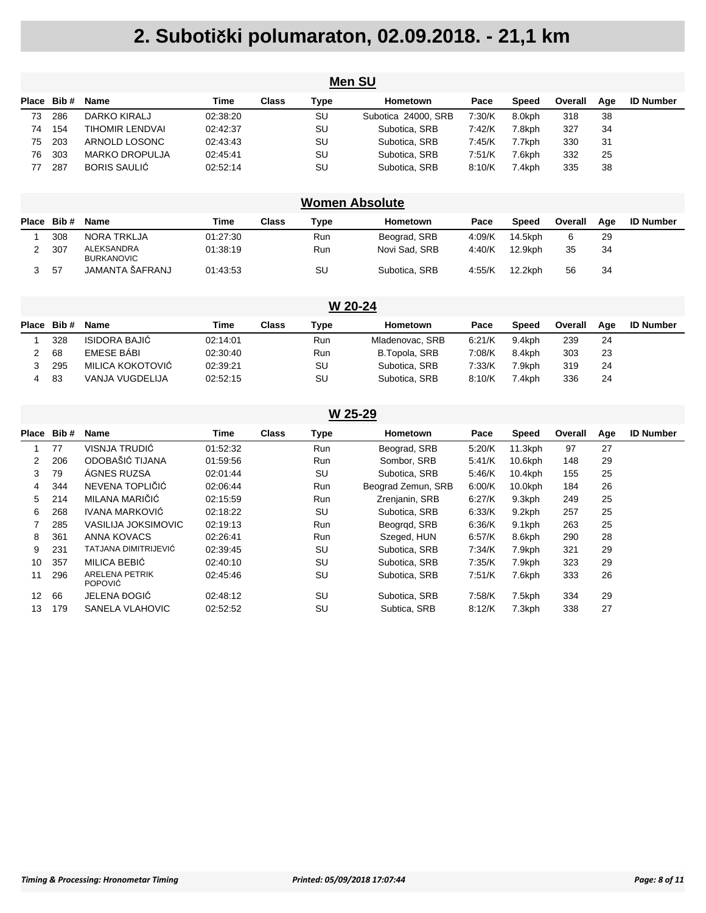# 2. Subotički polumaraton, 02.09.2018. - 21,1 km

## Men SU

| Place | Bib # | Name | Time | Class | Type | Hometown | Pace | Speed | Overall | Age | ID Number |
|---|---|---|---|---|---|---|---|---|---|---|---|
| 73 | 286 | DARKO KIRALJ | 02:38:20 | | SU | Subotica 24000, SRB | 7:30/K | 8.0kph | 318 | 38 | |
| 74 | 154 | TIHOMIR LENDVAI | 02:42:37 | | SU | Subotica, SRB | 7:42/K | 7.8kph | 327 | 34 | |
| 75 | 203 | ARNOLD LOSONC | 02:43:43 | | SU | Subotica, SRB | 7:45/K | 7.7kph | 330 | 31 | |
| 76 | 303 | MARKO DROPULJA | 02:45:41 | | SU | Subotica, SRB | 7:51/K | 7.6kph | 332 | 25 | |
| 77 | 287 | BORIS SAULIĆ | 02:52:14 | | SU | Subotica, SRB | 8:10/K | 7.4kph | 335 | 38 | |

## Women Absolute

| Place | Bib # | Name | Time | Class | Type | Hometown | Pace | Speed | Overall | Age | ID Number |
|---|---|---|---|---|---|---|---|---|---|---|---|
| 1 | 308 | NORA TRKLJA | 01:27:30 | | Run | Beograd, SRB | 4:09/K | 14.5kph | 6 | 29 | |
| 2 | 307 | ALEKSANDRA BURKANOVIC | 01:38:19 | | Run | Novi Sad, SRB | 4:40/K | 12.9kph | 35 | 34 | |
| 3 | 57 | JAMANTA ŠAFRANJ | 01:43:53 | | SU | Subotica, SRB | 4:55/K | 12.2kph | 56 | 34 | |

## W 20-24

| Place | Bib # | Name | Time | Class | Type | Hometown | Pace | Speed | Overall | Age | ID Number |
|---|---|---|---|---|---|---|---|---|---|---|---|
| 1 | 328 | ISIDORA BAJIĆ | 02:14:01 | | Run | Mladenovac, SRB | 6:21/K | 9.4kph | 239 | 24 | |
| 2 | 68 | EMESE BÁBI | 02:30:40 | | Run | B.Topola, SRB | 7:08/K | 8.4kph | 303 | 23 | |
| 3 | 295 | MILICA KOKOTOVIĆ | 02:39:21 | | SU | Subotica, SRB | 7:33/K | 7.9kph | 319 | 24 | |
| 4 | 83 | VANJA VUGDELIJA | 02:52:15 | | SU | Subotica, SRB | 8:10/K | 7.4kph | 336 | 24 | |

## W 25-29

| Place | Bib # | Name | Time | Class | Type | Hometown | Pace | Speed | Overall | Age | ID Number |
|---|---|---|---|---|---|---|---|---|---|---|---|
| 1 | 77 | VISNJA TRUDIĆ | 01:52:32 | | Run | Beograd, SRB | 5:20/K | 11.3kph | 97 | 27 | |
| 2 | 206 | ODOBAŠIĆ TIJANA | 01:59:56 | | Run | Sombor, SRB | 5:41/K | 10.6kph | 148 | 29 | |
| 3 | 79 | ÁGNES RUZSA | 02:01:44 | | SU | Subotica, SRB | 5:46/K | 10.4kph | 155 | 25 | |
| 4 | 344 | NEVENA TOPLIČIĆ | 02:06:44 | | Run | Beograd Zemun, SRB | 6:00/K | 10.0kph | 184 | 26 | |
| 5 | 214 | MILANA MARIČIĆ | 02:15:59 | | Run | Zrenjanin, SRB | 6:27/K | 9.3kph | 249 | 25 | |
| 6 | 268 | IVANA MARKOVIĆ | 02:18:22 | | SU | Subotica, SRB | 6:33/K | 9.2kph | 257 | 25 | |
| 7 | 285 | VASILIJA JOKSIMOVIC | 02:19:13 | | Run | Beogrqd, SRB | 6:36/K | 9.1kph | 263 | 25 | |
| 8 | 361 | ANNA KOVACS | 02:26:41 | | Run | Szeged, HUN | 6:57/K | 8.6kph | 290 | 28 | |
| 9 | 231 | TATJANA DIMITRIJEVIĆ | 02:39:45 | | SU | Subotica, SRB | 7:34/K | 7.9kph | 321 | 29 | |
| 10 | 357 | MILICA BEBIĆ | 02:40:10 | | SU | Subotica, SRB | 7:35/K | 7.9kph | 323 | 29 | |
| 11 | 296 | ARELENA PETRIK POPOVIĆ | 02:45:46 | | SU | Subotica, SRB | 7:51/K | 7.6kph | 333 | 26 | |
| 12 | 66 | JELENA ĐOGIĆ | 02:48:12 | | SU | Subotica, SRB | 7:58/K | 7.5kph | 334 | 29 | |
| 13 | 179 | SANELA VLAHOVIC | 02:52:52 | | SU | Subtica, SRB | 8:12/K | 7.3kph | 338 | 27 | |

*Timing & Processing: Hronometar Timing* *Printed: 05/09/2018 17:07:44*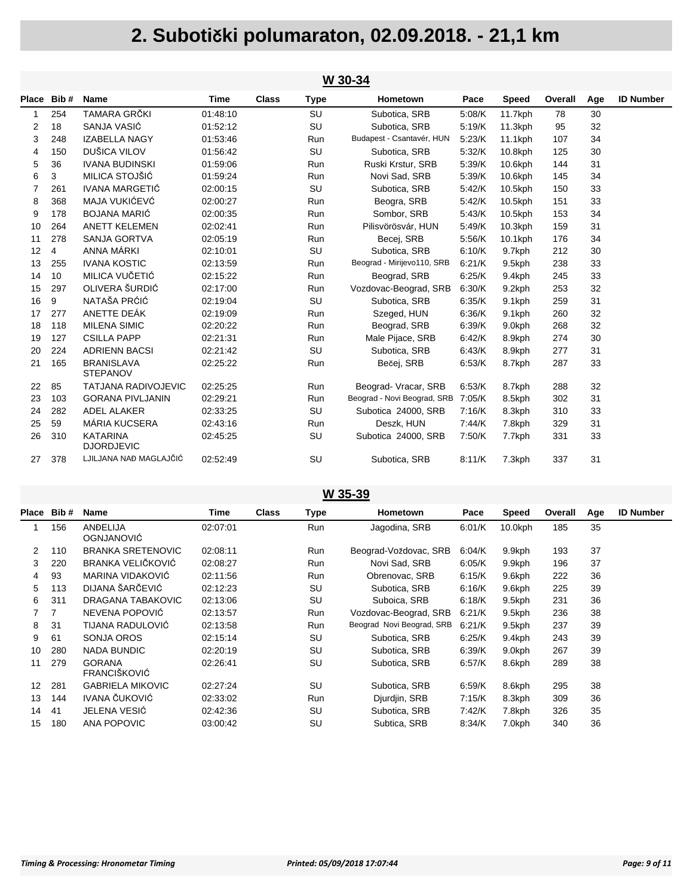# 2. Subotički polumaraton, 02.09.2018. - 21,1 km

## W 30-34

| Place | Bib # | Name | Time | Class | Type | Hometown | Pace | Speed | Overall | Age | ID Number |
|---|---|---|---|---|---|---|---|---|---|---|---|
| 1 | 254 | TAMARA GRČKI | 01:48:10 | | SU | Subotica, SRB | 5:08/K | 11.7kph | 78 | 30 | |
| 2 | 18 | SANJA VASIĆ | 01:52:12 | | SU | Subotica, SRB | 5:19/K | 11.3kph | 95 | 32 | |
| 3 | 248 | IZABELLA NAGY | 01:53:46 | | Run | Budapest - Csantavér, HUN | 5:23/K | 11.1kph | 107 | 34 | |
| 4 | 150 | DUŠICA VILOV | 01:56:42 | | SU | Subotica, SRB | 5:32/K | 10.8kph | 125 | 30 | |
| 5 | 36 | IVANA BUDINSKI | 01:59:06 | | Run | Ruski Krstur, SRB | 5:39/K | 10.6kph | 144 | 31 | |
| 6 | 3 | MILICA STOJŠIĆ | 01:59:24 | | Run | Novi Sad, SRB | 5:39/K | 10.6kph | 145 | 34 | |
| 7 | 261 | IVANA MARGETIĆ | 02:00:15 | | SU | Subotica, SRB | 5:42/K | 10.5kph | 150 | 33 | |
| 8 | 368 | MAJA VUKIĆEVĆ | 02:00:27 | | Run | Beogra, SRB | 5:42/K | 10.5kph | 151 | 33 | |
| 9 | 178 | BOJANA MARIĆ | 02:00:35 | | Run | Sombor, SRB | 5:43/K | 10.5kph | 153 | 34 | |
| 10 | 264 | ANETT KELEMEN | 02:02:41 | | Run | Pilisvörösvár, HUN | 5:49/K | 10.3kph | 159 | 31 | |
| 11 | 278 | SANJA GORTVA | 02:05:19 | | Run | Becej, SRB | 5:56/K | 10.1kph | 176 | 34 | |
| 12 | 4 | ANNA MÁRKI | 02:10:01 | | SU | Subotica, SRB | 6:10/K | 9.7kph | 212 | 30 | |
| 13 | 255 | IVANA KOSTIC | 02:13:59 | | Run | Beograd - Mirijevo110, SRB | 6:21/K | 9.5kph | 238 | 33 | |
| 14 | 10 | MILICA VUČETIĆ | 02:15:22 | | Run | Beograd, SRB | 6:25/K | 9.4kph | 245 | 33 | |
| 15 | 297 | OLIVERA ŠURDIĆ | 02:17:00 | | Run | Vozdovac-Beograd, SRB | 6:30/K | 9.2kph | 253 | 32 | |
| 16 | 9 | NATAŠA PRĆIĆ | 02:19:04 | | SU | Subotica, SRB | 6:35/K | 9.1kph | 259 | 31 | |
| 17 | 277 | ANETTE DEÁK | 02:19:09 | | Run | Szeged, HUN | 6:36/K | 9.1kph | 260 | 32 | |
| 18 | 118 | MILENA SIMIC | 02:20:22 | | Run | Beograd, SRB | 6:39/K | 9.0kph | 268 | 32 | |
| 19 | 127 | CSILLA PAPP | 02:21:31 | | Run | Male Pijace, SRB | 6:42/K | 8.9kph | 274 | 30 | |
| 20 | 224 | ADRIENN BACSI | 02:21:42 | | SU | Subotica, SRB | 6:43/K | 8.9kph | 277 | 31 | |
| 21 | 165 | BRANISLAVA STEPANOV | 02:25:22 | | Run | Bečej, SRB | 6:53/K | 8.7kph | 287 | 33 | |
| 22 | 85 | TATJANA RADIVOJEVIC | 02:25:25 | | Run | Beograd- Vracar, SRB | 6:53/K | 8.7kph | 288 | 32 | |
| 23 | 103 | GORANA PIVLJANIN | 02:29:21 | | Run | Beograd - Novi Beograd, SRB | 7:05/K | 8.5kph | 302 | 31 | |
| 24 | 282 | ADEL ALAKER | 02:33:25 | | SU | Subotica 24000, SRB | 7:16/K | 8.3kph | 310 | 33 | |
| 25 | 59 | MÁRIA KUCSERA | 02:43:16 | | Run | Deszk, HUN | 7:44/K | 7.8kph | 329 | 31 | |
| 26 | 310 | KATARINA DJORDJEVIC | 02:45:25 | | SU | Subotica 24000, SRB | 7:50/K | 7.7kph | 331 | 33 | |
| 27 | 378 | LJILJANA NAĐ MAGLAJČIĆ | 02:52:49 | | SU | Subotica, SRB | 8:11/K | 7.3kph | 337 | 31 | |

## W 35-39

| Place | Bib # | Name | Time | Class | Type | Hometown | Pace | Speed | Overall | Age | ID Number |
|---|---|---|---|---|---|---|---|---|---|---|---|
| 1 | 156 | ANĐELIJA OGNJANOVIĆ | 02:07:01 | | Run | Jagodina, SRB | 6:01/K | 10.0kph | 185 | 35 | |
| 2 | 110 | BRANKA SRETENOVIC | 02:08:11 | | Run | Beograd-Voždovac, SRB | 6:04/K | 9.9kph | 193 | 37 | |
| 3 | 220 | BRANKA VELIČKOVIĆ | 02:08:27 | | Run | Novi Sad, SRB | 6:05/K | 9.9kph | 196 | 37 | |
| 4 | 93 | MARINA VIDAKOVIĆ | 02:11:56 | | Run | Obrenovac, SRB | 6:15/K | 9.6kph | 222 | 36 | |
| 5 | 113 | DIJANA ŠARČEVIĆ | 02:12:23 | | SU | Subotica, SRB | 6:16/K | 9.6kph | 225 | 39 | |
| 6 | 311 | DRAGANA TABAKOVIC | 02:13:06 | | SU | Suboica, SRB | 6:18/K | 9.5kph | 231 | 36 | |
| 7 | 7 | NEVENA POPOVIĆ | 02:13:57 | | Run | Vozdovac-Beograd, SRB | 6:21/K | 9.5kph | 236 | 38 | |
| 8 | 31 | TIJANA RADULOVIĆ | 02:13:58 | | Run | Beograd Novi Beograd, SRB | 6:21/K | 9.5kph | 237 | 39 | |
| 9 | 61 | SONJA OROS | 02:15:14 | | SU | Subotica, SRB | 6:25/K | 9.4kph | 243 | 39 | |
| 10 | 280 | NADA BUNDIC | 02:20:19 | | SU | Subotica, SRB | 6:39/K | 9.0kph | 267 | 39 | |
| 11 | 279 | GORANA FRANCIŠKOVIĆ | 02:26:41 | | SU | Subotica, SRB | 6:57/K | 8.6kph | 289 | 38 | |
| 12 | 281 | GABRIELA MIKOVIC | 02:27:24 | | SU | Subotica, SRB | 6:59/K | 8.6kph | 295 | 38 | |
| 13 | 144 | IVANA ČUKOVIĆ | 02:33:02 | | Run | Djurdjin, SRB | 7:15/K | 8.3kph | 309 | 36 | |
| 14 | 41 | JELENA VESIĆ | 02:42:36 | | SU | Subotica, SRB | 7:42/K | 7.8kph | 326 | 35 | |
| 15 | 180 | ANA POPOVIC | 03:00:42 | | SU | Subtica, SRB | 8:34/K | 7.0kph | 340 | 36 | |

*Timing & Processing: Hronometar Timing* *Printed: 05/09/2018 17:07:44*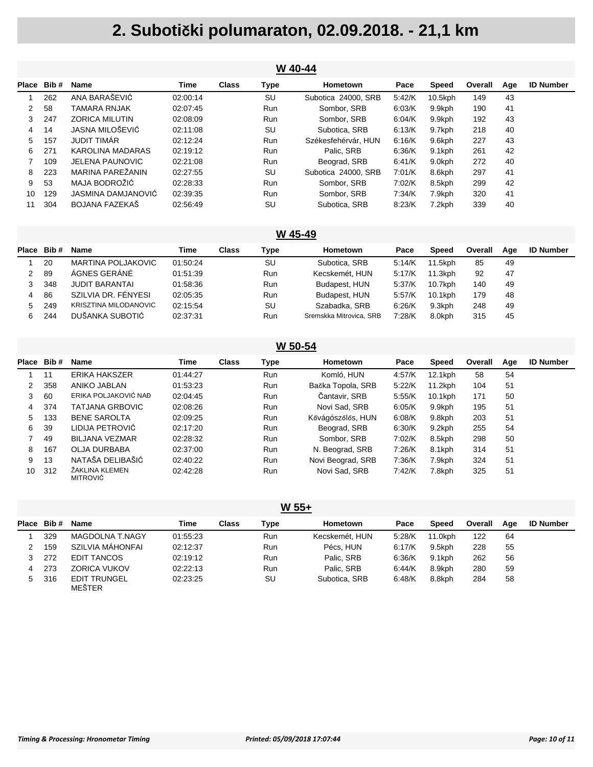# 2. Subotički polumaraton, 02.09.2018. - 21,1 km

## W 40-44

| Place | Bib # | Name | Time | Class | Type | Hometown | Pace | Speed | Overall | Age | ID Number |
|---|---|---|---|---|---|---|---|---|---|---|---|
| 1 | 262 | ANA BARAŠEVIĆ | 02:00:14 | | SU | Subotica 24000, SRB | 5:42/K | 10.5kph | 149 | 43 | |
| 2 | 58 | TAMARA RNJAK | 02:07:45 | | Run | Sombor, SRB | 6:03/K | 9.9kph | 190 | 41 | |
| 3 | 247 | ZORICA MILUTIN | 02:08:09 | | Run | Sombor, SRB | 6:04/K | 9.9kph | 192 | 43 | |
| 4 | 14 | JASNA MILOŠEVIĆ | 02:11:08 | | SU | Subotica, SRB | 6:13/K | 9.7kph | 218 | 40 | |
| 5 | 157 | JUDIT TIMÁR | 02:12:24 | | Run | Székesfehérvár, HUN | 6:16/K | 9.6kph | 227 | 43 | |
| 6 | 271 | KAROLINA MADARAS | 02:19:12 | | Run | Palic, SRB | 6:36/K | 9.1kph | 261 | 42 | |
| 7 | 109 | JELENA PAUNOVIC | 02:21:08 | | Run | Beograd, SRB | 6:41/K | 9.0kph | 272 | 40 | |
| 8 | 223 | MARINA PAREŽANIN | 02:27:55 | | SU | Subotica 24000, SRB | 7:01/K | 8.6kph | 297 | 41 | |
| 9 | 53 | MAJA BODROŽIĆ | 02:28:33 | | Run | Sombor, SRB | 7:02/K | 8.5kph | 299 | 42 | |
| 10 | 129 | JASMINA DAMJANOVIĆ | 02:39:35 | | Run | Sombor, SRB | 7:34/K | 7.9kph | 320 | 41 | |
| 11 | 304 | BOJANA FAZEKAŠ | 02:56:49 | | SU | Subotica, SRB | 8:23/K | 7.2kph | 339 | 40 | |

## W 45-49

| Place | Bib # | Name | Time | Class | Type | Hometown | Pace | Speed | Overall | Age | ID Number |
|---|---|---|---|---|---|---|---|---|---|---|---|
| 1 | 20 | MARTINA POLJAKOVIC | 01:50:24 | | SU | Subotica, SRB | 5:14/K | 11.5kph | 85 | 49 | |
| 2 | 89 | ÁGNES GERÁNÉ | 01:51:39 | | Run | Kecskemét, HUN | 5:17/K | 11.3kph | 92 | 47 | |
| 3 | 348 | JUDIT BARANTAI | 01:58:36 | | Run | Budapest, HUN | 5:37/K | 10.7kph | 140 | 49 | |
| 4 | 86 | SZILVIA DR. FÉNYESI | 02:05:35 | | Run | Budapest, HUN | 5:57/K | 10.1kph | 179 | 48 | |
| 5 | 249 | KRISZTINA MILODANOVIC | 02:15:54 | | SU | Szabadka, SRB | 6:26/K | 9.3kph | 248 | 49 | |
| 6 | 244 | DUŠANKA SUBOTIĆ | 02:37:31 | | Run | Sremskka Mitrovica, SRB | 7:28/K | 8.0kph | 315 | 45 | |

## W 50-54

| Place | Bib # | Name | Time | Class | Type | Hometown | Pace | Speed | Overall | Age | ID Number |
|---|---|---|---|---|---|---|---|---|---|---|---|
| 1 | 11 | ERIKA HAKSZER | 01:44:27 | | Run | Komló, HUN | 4:57/K | 12.1kph | 58 | 54 | |
| 2 | 358 | ANIKO JABLAN | 01:53:23 | | Run | Bačka Topola, SRB | 5:22/K | 11.2kph | 104 | 51 | |
| 3 | 60 | ERIKA POLJAKOVIĆ NAĐ | 02:04:45 | | Run | Čantavir, SRB | 5:55/K | 10.1kph | 171 | 50 | |
| 4 | 374 | TATJANA GRBOVIC | 02:08:26 | | Run | Novi Sad, SRB | 6:05/K | 9.9kph | 195 | 51 | |
| 5 | 133 | BENE SAROLTA | 02:09:25 | | Run | Kővágószőlős, HUN | 6:08/K | 9.8kph | 203 | 51 | |
| 6 | 39 | LIDIJA PETROVIĆ | 02:17:20 | | Run | Beograd, SRB | 6:30/K | 9.2kph | 255 | 54 | |
| 7 | 49 | BILJANA VEZMAR | 02:28:32 | | Run | Sombor, SRB | 7:02/K | 8.5kph | 298 | 50 | |
| 8 | 167 | OLJA DURBABA | 02:37:00 | | Run | N. Beograd, SRB | 7:26/K | 8.1kph | 314 | 51 | |
| 9 | 13 | NATAŠA DELIBAŠIĆ | 02:40:22 | | Run | Novi Beograd, SRB | 7:36/K | 7.9kph | 324 | 51 | |
| 10 | 312 | ŽAKLINA KLEMEN MITROVIĆ | 02:42:28 | | Run | Novi Sad, SRB | 7:42/K | 7.8kph | 325 | 51 | |

## W 55+

| Place | Bib # | Name | Time | Class | Type | Hometown | Pace | Speed | Overall | Age | ID Number |
|---|---|---|---|---|---|---|---|---|---|---|---|
| 1 | 329 | MAGDOLNA T.NAGY | 01:55:23 | | Run | Kecskemét, HUN | 5:28/K | 11.0kph | 122 | 64 | |
| 2 | 159 | SZILVIA MÁHONFAI | 02:12:37 | | Run | Pécs, HUN | 6:17/K | 9.5kph | 228 | 55 | |
| 3 | 272 | EDIT TANCOS | 02:19:12 | | Run | Palic, SRB | 6:36/K | 9.1kph | 262 | 56 | |
| 4 | 273 | ZORICA VUKOV | 02:22:13 | | Run | Palic, SRB | 6:44/K | 8.9kph | 280 | 59 | |
| 5 | 316 | EDIT TRUNGEL MEŠTER | 02:23:25 | | SU | Subotica, SRB | 6:48/K | 8.8kph | 284 | 58 | |

*Timing & Processing: Hronometar Timing* | *Printed: 05/09/2018 17:07:44*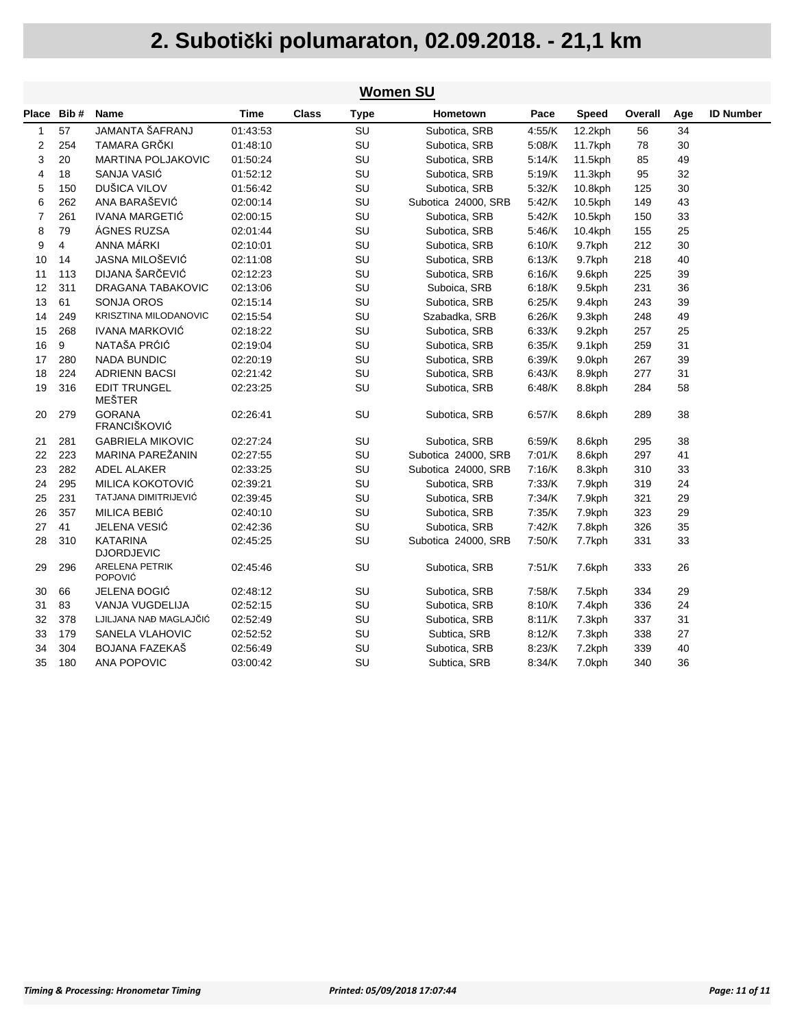# 2. Subotički polumaraton, 02.09.2018. - 21,1 km

## Women SU

| Place | Bib # | Name | Time | Class | Type | Hometown | Pace | Speed | Overall | Age | ID Number |
|---|---|---|---|---|---|---|---|---|---|---|---|
| 1 | 57 | JAMANTA ŠAFRANJ | 01:43:53 | | SU | Subotica, SRB | 4:55/K | 12.2kph | 56 | 34 | |
| 2 | 254 | TAMARA GRČKI | 01:48:10 | | SU | Subotica, SRB | 5:08/K | 11.7kph | 78 | 30 | |
| 3 | 20 | MARTINA POLJAKOVIC | 01:50:24 | | SU | Subotica, SRB | 5:14/K | 11.5kph | 85 | 49 | |
| 4 | 18 | SANJA VASIĆ | 01:52:12 | | SU | Subotica, SRB | 5:19/K | 11.3kph | 95 | 32 | |
| 5 | 150 | DUŠICA VILOV | 01:56:42 | | SU | Subotica, SRB | 5:32/K | 10.8kph | 125 | 30 | |
| 6 | 262 | ANA BARAŠEVIĆ | 02:00:14 | | SU | Subotica 24000, SRB | 5:42/K | 10.5kph | 149 | 43 | |
| 7 | 261 | IVANA MARGETIĆ | 02:00:15 | | SU | Subotica, SRB | 5:42/K | 10.5kph | 150 | 33 | |
| 8 | 79 | ÁGNES RUZSA | 02:01:44 | | SU | Subotica, SRB | 5:46/K | 10.4kph | 155 | 25 | |
| 9 | 4 | ANNA MÁRKI | 02:10:01 | | SU | Subotica, SRB | 6:10/K | 9.7kph | 212 | 30 | |
| 10 | 14 | JASNA MILOŠEVIĆ | 02:11:08 | | SU | Subotica, SRB | 6:13/K | 9.7kph | 218 | 40 | |
| 11 | 113 | DIJANA ŠARČEVIĆ | 02:12:23 | | SU | Subotica, SRB | 6:16/K | 9.6kph | 225 | 39 | |
| 12 | 311 | DRAGANA TABAKOVIC | 02:13:06 | | SU | Suboica, SRB | 6:18/K | 9.5kph | 231 | 36 | |
| 13 | 61 | SONJA OROS | 02:15:14 | | SU | Subotica, SRB | 6:25/K | 9.4kph | 243 | 39 | |
| 14 | 249 | KRISZTINA MILODANOVIC | 02:15:54 | | SU | Szabadka, SRB | 6:26/K | 9.3kph | 248 | 49 | |
| 15 | 268 | IVANA MARKOVIĆ | 02:18:22 | | SU | Subotica, SRB | 6:33/K | 9.2kph | 257 | 25 | |
| 16 | 9 | NATAŠA PRĆIĆ | 02:19:04 | | SU | Subotica, SRB | 6:35/K | 9.1kph | 259 | 31 | |
| 17 | 280 | NADA BUNDIC | 02:20:19 | | SU | Subotica, SRB | 6:39/K | 9.0kph | 267 | 39 | |
| 18 | 224 | ADRIENN BACSI | 02:21:42 | | SU | Subotica, SRB | 6:43/K | 8.9kph | 277 | 31 | |
| 19 | 316 | EDIT TRUNGEL MEŠTER | 02:23:25 | | SU | Subotica, SRB | 6:48/K | 8.8kph | 284 | 58 | |
| 20 | 279 | GORANA FRANCIŠKOVIĆ | 02:26:41 | | SU | Subotica, SRB | 6:57/K | 8.6kph | 289 | 38 | |
| 21 | 281 | GABRIELA MIKOVIC | 02:27:24 | | SU | Subotica, SRB | 6:59/K | 8.6kph | 295 | 38 | |
| 22 | 223 | MARINA PAREŽANIN | 02:27:55 | | SU | Subotica 24000, SRB | 7:01/K | 8.6kph | 297 | 41 | |
| 23 | 282 | ADEL ALAKER | 02:33:25 | | SU | Subotica 24000, SRB | 7:16/K | 8.3kph | 310 | 33 | |
| 24 | 295 | MILICA KOKOTOVIĆ | 02:39:21 | | SU | Subotica, SRB | 7:33/K | 7.9kph | 319 | 24 | |
| 25 | 231 | TATJANA DIMITRIJEVIĆ | 02:39:45 | | SU | Subotica, SRB | 7:34/K | 7.9kph | 321 | 29 | |
| 26 | 357 | MILICA BEBIĆ | 02:40:10 | | SU | Subotica, SRB | 7:35/K | 7.9kph | 323 | 29 | |
| 27 | 41 | JELENA VESIĆ | 02:42:36 | | SU | Subotica, SRB | 7:42/K | 7.8kph | 326 | 35 | |
| 28 | 310 | KATARINA DJORDJEVIC | 02:45:25 | | SU | Subotica 24000, SRB | 7:50/K | 7.7kph | 331 | 33 | |
| 29 | 296 | ARELENA PETRIK POPOVIĆ | 02:45:46 | | SU | Subotica, SRB | 7:51/K | 7.6kph | 333 | 26 | |
| 30 | 66 | JELENA ĐOGIĆ | 02:48:12 | | SU | Subotica, SRB | 7:58/K | 7.5kph | 334 | 29 | |
| 31 | 83 | VANJA VUGDELIJA | 02:52:15 | | SU | Subotica, SRB | 8:10/K | 7.4kph | 336 | 24 | |
| 32 | 378 | LJILJANA NAĐ MAGLAJČIĆ | 02:52:49 | | SU | Subotica, SRB | 8:11/K | 7.3kph | 337 | 31 | |
| 33 | 179 | SANELA VLAHOVIC | 02:52:52 | | SU | Subtica, SRB | 8:12/K | 7.3kph | 338 | 27 | |
| 34 | 304 | BOJANA FAZEKAŠ | 02:56:49 | | SU | Subotica, SRB | 8:23/K | 7.2kph | 339 | 40 | |
| 35 | 180 | ANA POPOVIC | 03:00:42 | | SU | Subtica, SRB | 8:34/K | 7.0kph | 340 | 36 | |

*Timing & Processing: Hronometar Timing* *Printed: 05/09/2018 17:07:44*